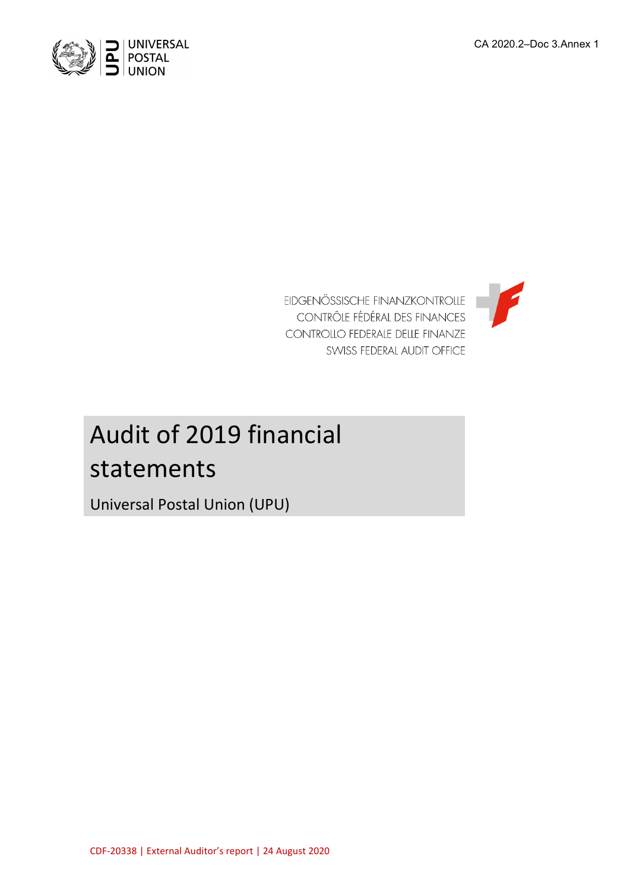CA 2020.2–Doc 3.Annex 1

UNIVERSAL
POSTAL
UNION

EIDGENÖSSISCHE FINANZKONTROLLE
CONTRÔLE FÉDÉRAL DES FINANCES
CONTROLLO FEDERALE DELLE FINANZE
SWISS FEDERAL AUDIT OFFICE

# Audit of 2019 financial statements

Universal Postal Union (UPU)

CDF-20338 | External Auditor's report | 24 August 2020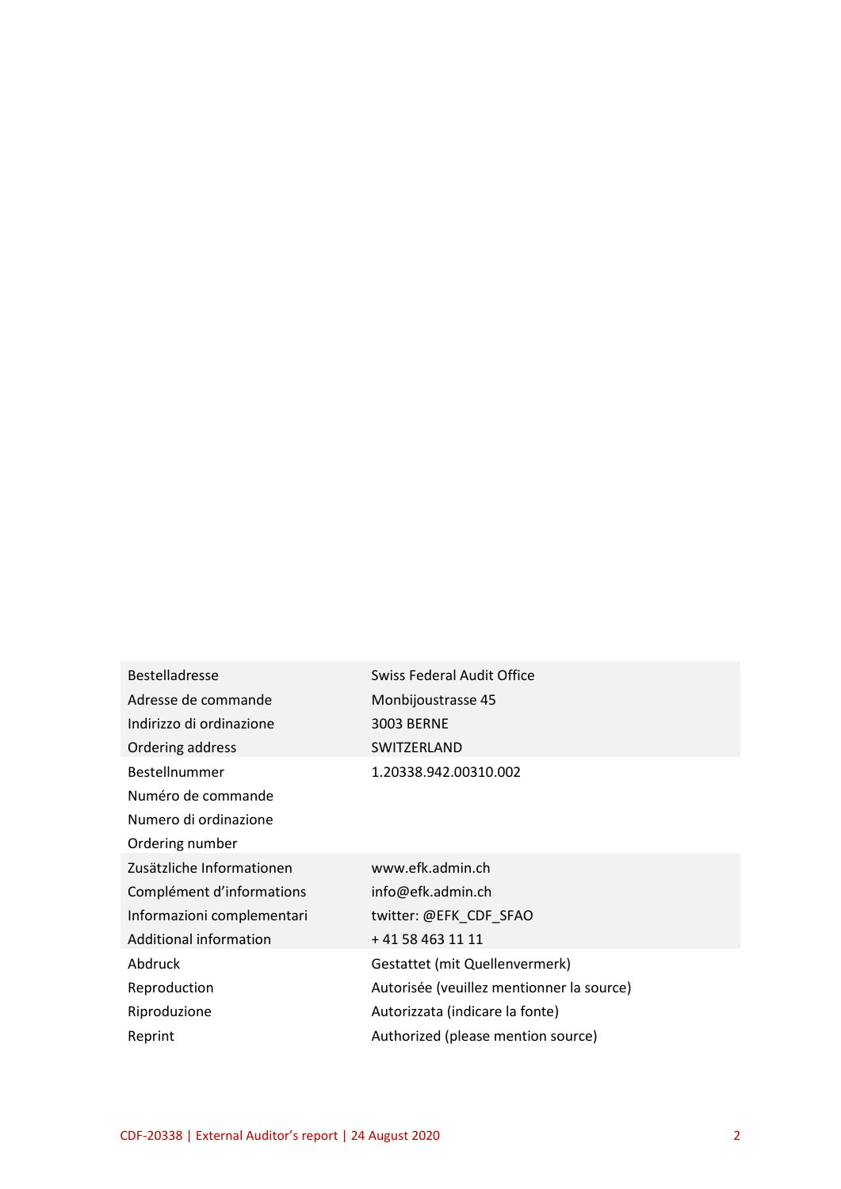| | |
|---|---|
| Bestelladresse<br>Adresse de commande<br>Indirizzo di ordinazione<br>Ordering address | Swiss Federal Audit Office<br>Monbijoustrasse 45<br>3003 BERNE<br>SWITZERLAND |
| Bestellnummer<br>Numéro de commande<br>Numero di ordinazione<br>Ordering number | 1.20338.942.00310.002 |
| Zusätzliche Informationen<br>Complément d'informations<br>Informazioni complementari<br>Additional information | www.efk.admin.ch<br>info@efk.admin.ch<br>twitter: @EFK_CDF_SFAO<br>+ 41 58 463 11 11 |
| Abdruck<br>Reproduction<br>Riproduzione<br>Reprint | Gestattet (mit Quellenvermerk)<br>Autorisée (veuillez mentionner la source)<br>Autorizzata (indicare la fonte)<br>Authorized (please mention source) |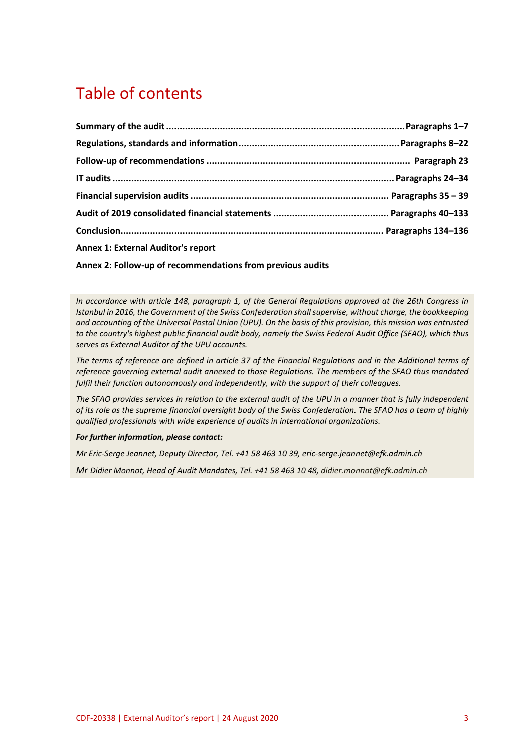# Table of contents

| | |
|---|---|
| **Summary of the audit** | **Paragraphs 1–7** |
| **Regulations, standards and information** | **Paragraphs 8–22** |
| **Follow-up of recommendations** | **Paragraph 23** |
| **IT audits** | **Paragraphs 24–34** |
| **Financial supervision audits** | **Paragraphs 35 – 39** |
| **Audit of 2019 consolidated financial statements** | **Paragraphs 40–133** |
| **Conclusion** | **Paragraphs 134–136** |

**Annex 1: External Auditor's report**

**Annex 2: Follow-up of recommendations from previous audits**

*In accordance with article 148, paragraph 1, of the General Regulations approved at the 26th Congress in Istanbul in 2016, the Government of the Swiss Confederation shall supervise, without charge, the bookkeeping and accounting of the Universal Postal Union (UPU). On the basis of this provision, this mission was entrusted to the country's highest public financial audit body, namely the Swiss Federal Audit Office (SFAO), which thus serves as External Auditor of the UPU accounts.*

*The terms of reference are defined in article 37 of the Financial Regulations and in the Additional terms of reference governing external audit annexed to those Regulations. The members of the SFAO thus mandated fulfil their function autonomously and independently, with the support of their colleagues.*

*The SFAO provides services in relation to the external audit of the UPU in a manner that is fully independent of its role as the supreme financial oversight body of the Swiss Confederation. The SFAO has a team of highly qualified professionals with wide experience of audits in international organizations.*

***For further information, please contact:***

*Mr Eric-Serge Jeannet, Deputy Director, Tel. +41 58 463 10 39, eric-serge.jeannet@efk.admin.ch*

*Mr Didier Monnot, Head of Audit Mandates, Tel. +41 58 463 10 48, didier.monnot@efk.admin.ch*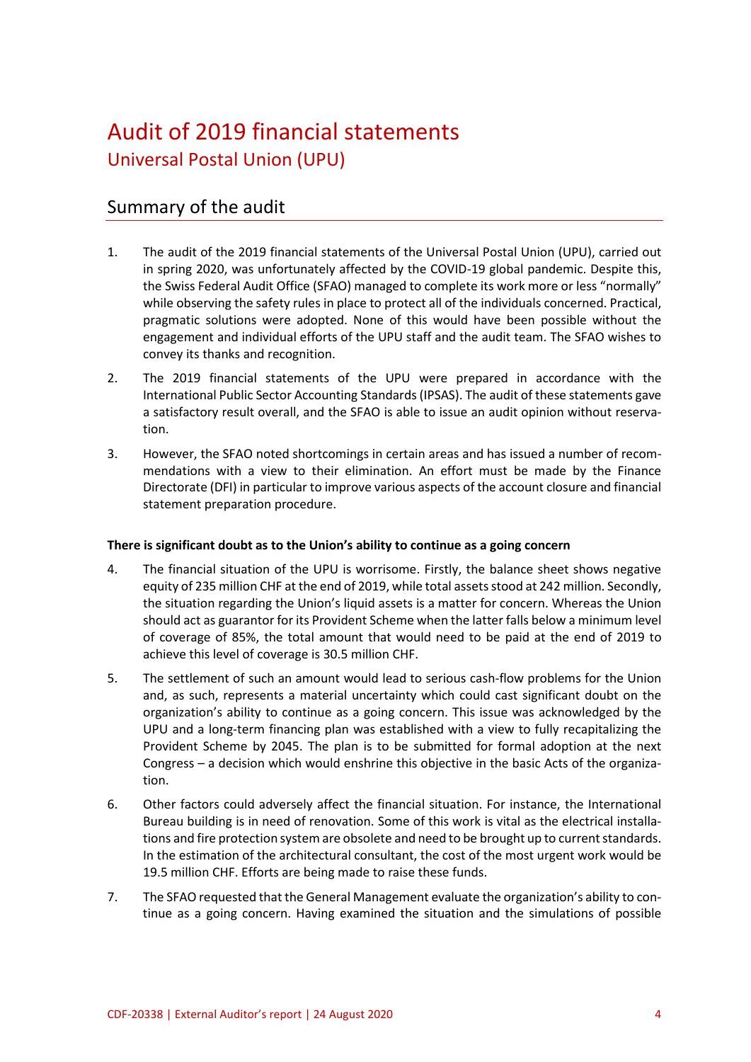# Audit of 2019 financial statements

## Universal Postal Union (UPU)

## Summary of the audit

1. The audit of the 2019 financial statements of the Universal Postal Union (UPU), carried out in spring 2020, was unfortunately affected by the COVID-19 global pandemic. Despite this, the Swiss Federal Audit Office (SFAO) managed to complete its work more or less "normally" while observing the safety rules in place to protect all of the individuals concerned. Practical, pragmatic solutions were adopted. None of this would have been possible without the engagement and individual efforts of the UPU staff and the audit team. The SFAO wishes to convey its thanks and recognition.

2. The 2019 financial statements of the UPU were prepared in accordance with the International Public Sector Accounting Standards (IPSAS). The audit of these statements gave a satisfactory result overall, and the SFAO is able to issue an audit opinion without reservation.

3. However, the SFAO noted shortcomings in certain areas and has issued a number of recommendations with a view to their elimination. An effort must be made by the Finance Directorate (DFI) in particular to improve various aspects of the account closure and financial statement preparation procedure.

**There is significant doubt as to the Union's ability to continue as a going concern**

4. The financial situation of the UPU is worrisome. Firstly, the balance sheet shows negative equity of 235 million CHF at the end of 2019, while total assets stood at 242 million. Secondly, the situation regarding the Union's liquid assets is a matter for concern. Whereas the Union should act as guarantor for its Provident Scheme when the latter falls below a minimum level of coverage of 85%, the total amount that would need to be paid at the end of 2019 to achieve this level of coverage is 30.5 million CHF.

5. The settlement of such an amount would lead to serious cash-flow problems for the Union and, as such, represents a material uncertainty which could cast significant doubt on the organization's ability to continue as a going concern. This issue was acknowledged by the UPU and a long-term financing plan was established with a view to fully recapitalizing the Provident Scheme by 2045. The plan is to be submitted for formal adoption at the next Congress – a decision which would enshrine this objective in the basic Acts of the organization.

6. Other factors could adversely affect the financial situation. For instance, the International Bureau building is in need of renovation. Some of this work is vital as the electrical installations and fire protection system are obsolete and need to be brought up to current standards. In the estimation of the architectural consultant, the cost of the most urgent work would be 19.5 million CHF. Efforts are being made to raise these funds.

7. The SFAO requested that the General Management evaluate the organization's ability to continue as a going concern. Having examined the situation and the simulations of possible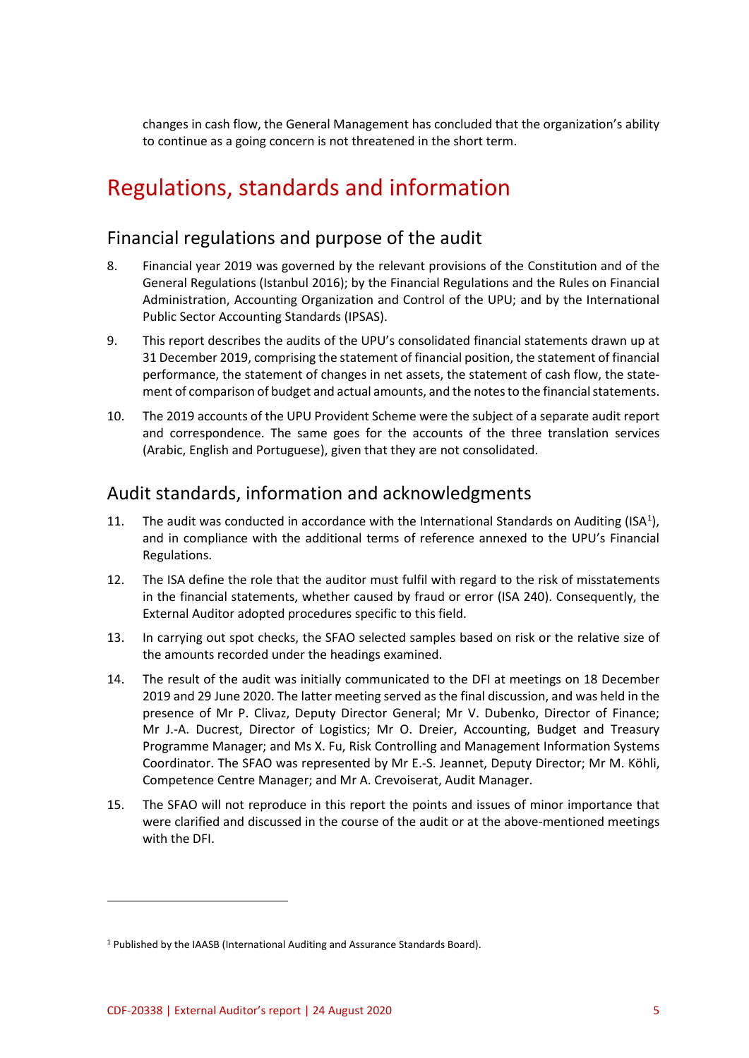changes in cash flow, the General Management has concluded that the organization's ability to continue as a going concern is not threatened in the short term.

# Regulations, standards and information

## Financial regulations and purpose of the audit

8. Financial year 2019 was governed by the relevant provisions of the Constitution and of the General Regulations (Istanbul 2016); by the Financial Regulations and the Rules on Financial Administration, Accounting Organization and Control of the UPU; and by the International Public Sector Accounting Standards (IPSAS).

9. This report describes the audits of the UPU's consolidated financial statements drawn up at 31 December 2019, comprising the statement of financial position, the statement of financial performance, the statement of changes in net assets, the statement of cash flow, the statement of comparison of budget and actual amounts, and the notes to the financial statements.

10. The 2019 accounts of the UPU Provident Scheme were the subject of a separate audit report and correspondence. The same goes for the accounts of the three translation services (Arabic, English and Portuguese), given that they are not consolidated.

## Audit standards, information and acknowledgments

11. The audit was conducted in accordance with the International Standards on Auditing (ISA[1]), and in compliance with the additional terms of reference annexed to the UPU's Financial Regulations.

12. The ISA define the role that the auditor must fulfil with regard to the risk of misstatements in the financial statements, whether caused by fraud or error (ISA 240). Consequently, the External Auditor adopted procedures specific to this field.

13. In carrying out spot checks, the SFAO selected samples based on risk or the relative size of the amounts recorded under the headings examined.

14. The result of the audit was initially communicated to the DFI at meetings on 18 December 2019 and 29 June 2020. The latter meeting served as the final discussion, and was held in the presence of Mr P. Clivaz, Deputy Director General; Mr V. Dubenko, Director of Finance; Mr J.-A. Ducrest, Director of Logistics; Mr O. Dreier, Accounting, Budget and Treasury Programme Manager; and Ms X. Fu, Risk Controlling and Management Information Systems Coordinator. The SFAO was represented by Mr E.-S. Jeannet, Deputy Director; Mr M. Köhli, Competence Centre Manager; and Mr A. Crevoiserat, Audit Manager.

15. The SFAO will not reproduce in this report the points and issues of minor importance that were clarified and discussed in the course of the audit or at the above-mentioned meetings with the DFI.

---

[1] Published by the IAASB (International Auditing and Assurance Standards Board).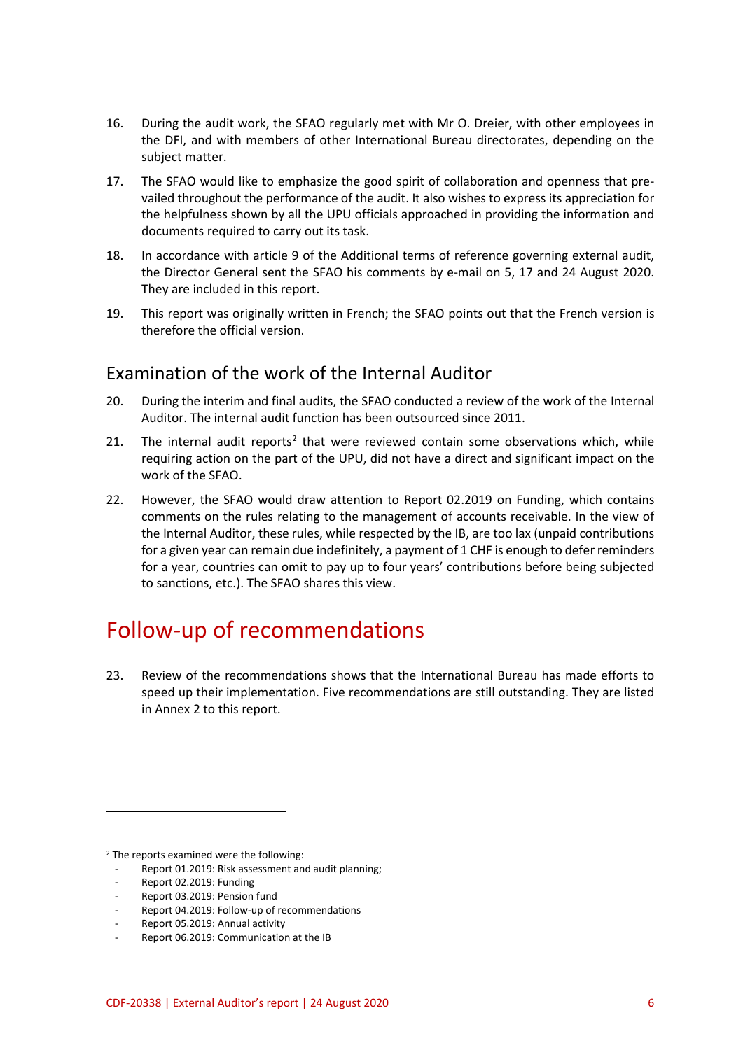16. During the audit work, the SFAO regularly met with Mr O. Dreier, with other employees in the DFI, and with members of other International Bureau directorates, depending on the subject matter.

17. The SFAO would like to emphasize the good spirit of collaboration and openness that prevailed throughout the performance of the audit. It also wishes to express its appreciation for the helpfulness shown by all the UPU officials approached in providing the information and documents required to carry out its task.

18. In accordance with article 9 of the Additional terms of reference governing external audit, the Director General sent the SFAO his comments by e-mail on 5, 17 and 24 August 2020. They are included in this report.

19. This report was originally written in French; the SFAO points out that the French version is therefore the official version.

## Examination of the work of the Internal Auditor

20. During the interim and final audits, the SFAO conducted a review of the work of the Internal Auditor. The internal audit function has been outsourced since 2011.

21. The internal audit reports[2] that were reviewed contain some observations which, while requiring action on the part of the UPU, did not have a direct and significant impact on the work of the SFAO.

22. However, the SFAO would draw attention to Report 02.2019 on Funding, which contains comments on the rules relating to the management of accounts receivable. In the view of the Internal Auditor, these rules, while respected by the IB, are too lax (unpaid contributions for a given year can remain due indefinitely, a payment of 1 CHF is enough to defer reminders for a year, countries can omit to pay up to four years' contributions before being subjected to sanctions, etc.). The SFAO shares this view.

# Follow-up of recommendations

23. Review of the recommendations shows that the International Bureau has made efforts to speed up their implementation. Five recommendations are still outstanding. They are listed in Annex 2 to this report.

---

[2] The reports examined were the following:

- Report 01.2019: Risk assessment and audit planning;
- Report 02.2019: Funding
- Report 03.2019: Pension fund
- Report 04.2019: Follow-up of recommendations
- Report 05.2019: Annual activity
- Report 06.2019: Communication at the IB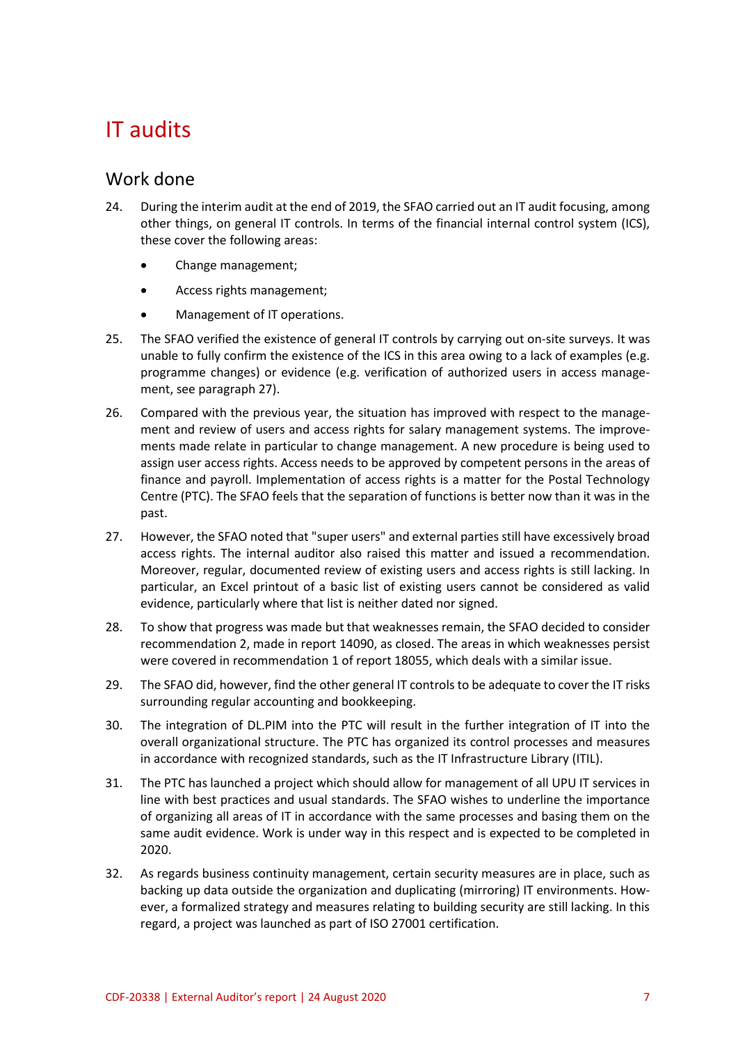# IT audits

## Work done

24. During the interim audit at the end of 2019, the SFAO carried out an IT audit focusing, among other things, on general IT controls. In terms of the financial internal control system (ICS), these cover the following areas:

    - Change management;
    - Access rights management;
    - Management of IT operations.

25. The SFAO verified the existence of general IT controls by carrying out on-site surveys. It was unable to fully confirm the existence of the ICS in this area owing to a lack of examples (e.g. programme changes) or evidence (e.g. verification of authorized users in access management, see paragraph 27).

26. Compared with the previous year, the situation has improved with respect to the management and review of users and access rights for salary management systems. The improvements made relate in particular to change management. A new procedure is being used to assign user access rights. Access needs to be approved by competent persons in the areas of finance and payroll. Implementation of access rights is a matter for the Postal Technology Centre (PTC). The SFAO feels that the separation of functions is better now than it was in the past.

27. However, the SFAO noted that "super users" and external parties still have excessively broad access rights. The internal auditor also raised this matter and issued a recommendation. Moreover, regular, documented review of existing users and access rights is still lacking. In particular, an Excel printout of a basic list of existing users cannot be considered as valid evidence, particularly where that list is neither dated nor signed.

28. To show that progress was made but that weaknesses remain, the SFAO decided to consider recommendation 2, made in report 14090, as closed. The areas in which weaknesses persist were covered in recommendation 1 of report 18055, which deals with a similar issue.

29. The SFAO did, however, find the other general IT controls to be adequate to cover the IT risks surrounding regular accounting and bookkeeping.

30. The integration of DL.PIM into the PTC will result in the further integration of IT into the overall organizational structure. The PTC has organized its control processes and measures in accordance with recognized standards, such as the IT Infrastructure Library (ITIL).

31. The PTC has launched a project which should allow for management of all UPU IT services in line with best practices and usual standards. The SFAO wishes to underline the importance of organizing all areas of IT in accordance with the same processes and basing them on the same audit evidence. Work is under way in this respect and is expected to be completed in 2020.

32. As regards business continuity management, certain security measures are in place, such as backing up data outside the organization and duplicating (mirroring) IT environments. However, a formalized strategy and measures relating to building security are still lacking. In this regard, a project was launched as part of ISO 27001 certification.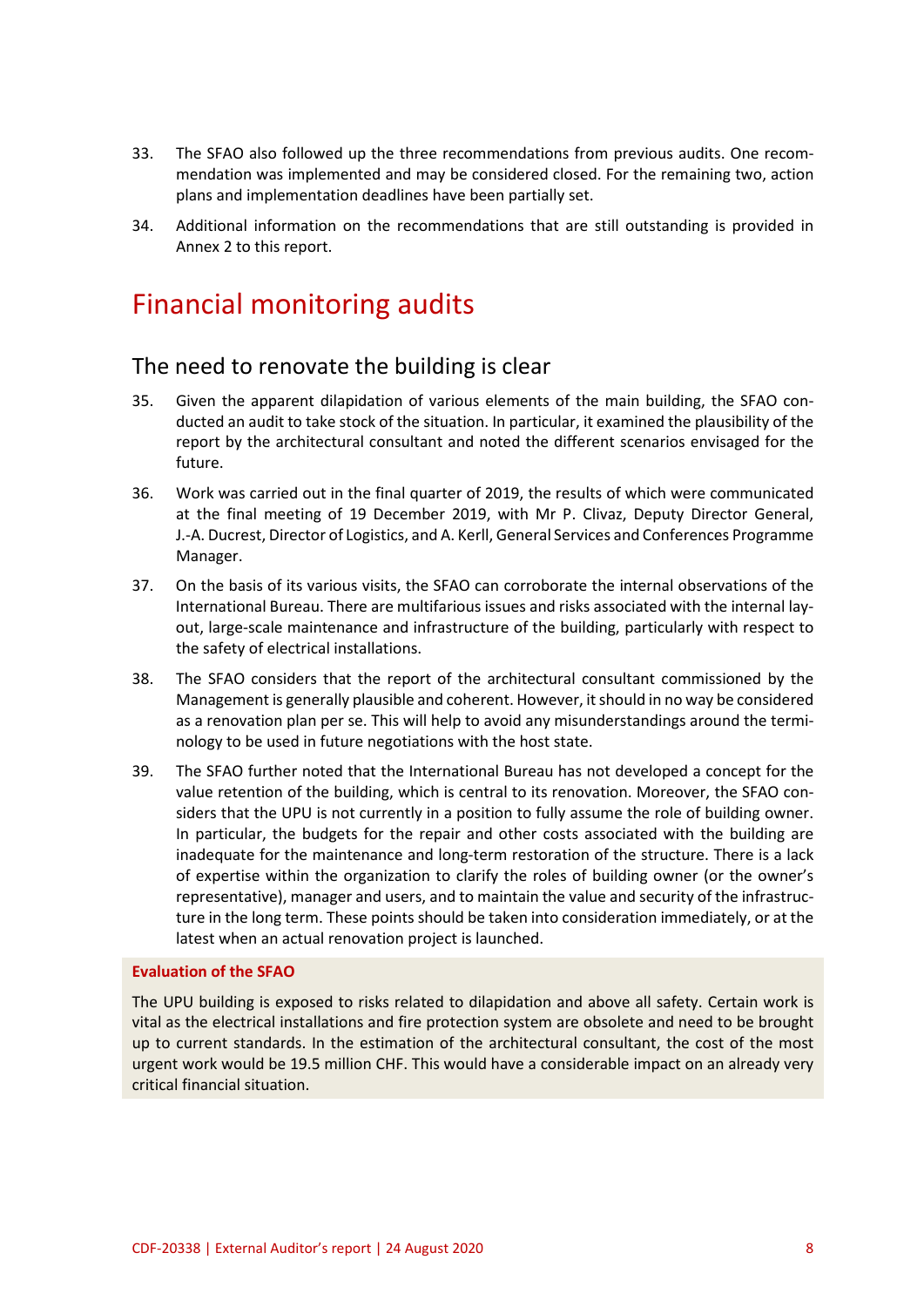33. The SFAO also followed up the three recommendations from previous audits. One recommendation was implemented and may be considered closed. For the remaining two, action plans and implementation deadlines have been partially set.

34. Additional information on the recommendations that are still outstanding is provided in Annex 2 to this report.

# Financial monitoring audits

## The need to renovate the building is clear

35. Given the apparent dilapidation of various elements of the main building, the SFAO conducted an audit to take stock of the situation. In particular, it examined the plausibility of the report by the architectural consultant and noted the different scenarios envisaged for the future.

36. Work was carried out in the final quarter of 2019, the results of which were communicated at the final meeting of 19 December 2019, with Mr P. Clivaz, Deputy Director General, J.-A. Ducrest, Director of Logistics, and A. Kerll, General Services and Conferences Programme Manager.

37. On the basis of its various visits, the SFAO can corroborate the internal observations of the International Bureau. There are multifarious issues and risks associated with the internal layout, large-scale maintenance and infrastructure of the building, particularly with respect to the safety of electrical installations.

38. The SFAO considers that the report of the architectural consultant commissioned by the Management is generally plausible and coherent. However, it should in no way be considered as a renovation plan per se. This will help to avoid any misunderstandings around the terminology to be used in future negotiations with the host state.

39. The SFAO further noted that the International Bureau has not developed a concept for the value retention of the building, which is central to its renovation. Moreover, the SFAO considers that the UPU is not currently in a position to fully assume the role of building owner. In particular, the budgets for the repair and other costs associated with the building are inadequate for the maintenance and long-term restoration of the structure. There is a lack of expertise within the organization to clarify the roles of building owner (or the owner's representative), manager and users, and to maintain the value and security of the infrastructure in the long term. These points should be taken into consideration immediately, or at the latest when an actual renovation project is launched.

**Evaluation of the SFAO**

The UPU building is exposed to risks related to dilapidation and above all safety. Certain work is vital as the electrical installations and fire protection system are obsolete and need to be brought up to current standards. In the estimation of the architectural consultant, the cost of the most urgent work would be 19.5 million CHF. This would have a considerable impact on an already very critical financial situation.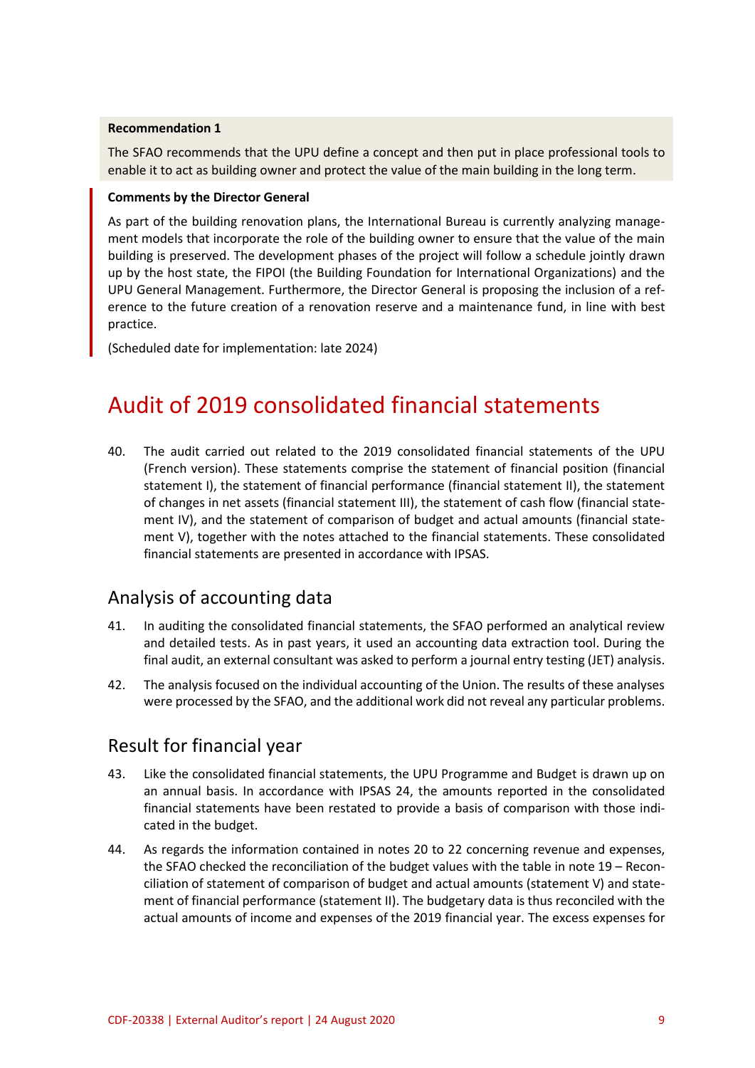**Recommendation 1**

The SFAO recommends that the UPU define a concept and then put in place professional tools to enable it to act as building owner and protect the value of the main building in the long term.

**Comments by the Director General**

As part of the building renovation plans, the International Bureau is currently analyzing management models that incorporate the role of the building owner to ensure that the value of the main building is preserved. The development phases of the project will follow a schedule jointly drawn up by the host state, the FIPOI (the Building Foundation for International Organizations) and the UPU General Management. Furthermore, the Director General is proposing the inclusion of a reference to the future creation of a renovation reserve and a maintenance fund, in line with best practice.

(Scheduled date for implementation: late 2024)

# Audit of 2019 consolidated financial statements

40. The audit carried out related to the 2019 consolidated financial statements of the UPU (French version). These statements comprise the statement of financial position (financial statement I), the statement of financial performance (financial statement II), the statement of changes in net assets (financial statement III), the statement of cash flow (financial statement IV), and the statement of comparison of budget and actual amounts (financial statement V), together with the notes attached to the financial statements. These consolidated financial statements are presented in accordance with IPSAS.

## Analysis of accounting data

41. In auditing the consolidated financial statements, the SFAO performed an analytical review and detailed tests. As in past years, it used an accounting data extraction tool. During the final audit, an external consultant was asked to perform a journal entry testing (JET) analysis.

42. The analysis focused on the individual accounting of the Union. The results of these analyses were processed by the SFAO, and the additional work did not reveal any particular problems.

## Result for financial year

43. Like the consolidated financial statements, the UPU Programme and Budget is drawn up on an annual basis. In accordance with IPSAS 24, the amounts reported in the consolidated financial statements have been restated to provide a basis of comparison with those indicated in the budget.

44. As regards the information contained in notes 20 to 22 concerning revenue and expenses, the SFAO checked the reconciliation of the budget values with the table in note 19 – Reconciliation of statement of comparison of budget and actual amounts (statement V) and statement of financial performance (statement II). The budgetary data is thus reconciled with the actual amounts of income and expenses of the 2019 financial year. The excess expenses for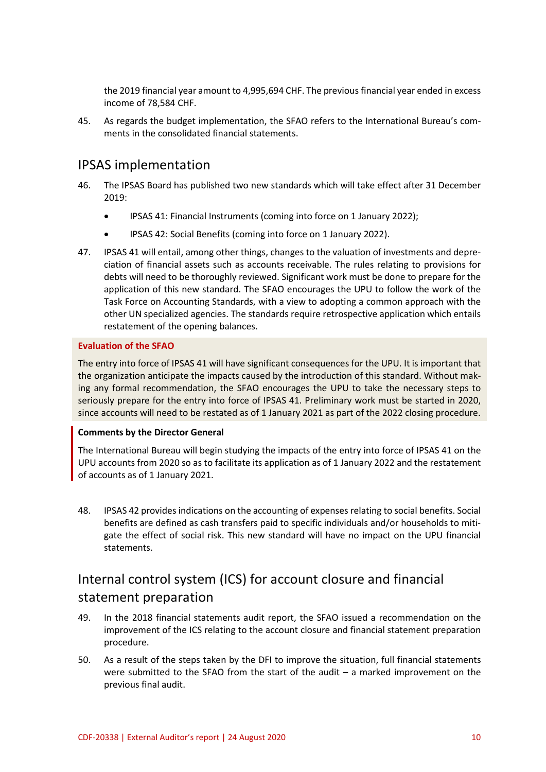the 2019 financial year amount to 4,995,694 CHF. The previous financial year ended in excess income of 78,584 CHF.

45. As regards the budget implementation, the SFAO refers to the International Bureau's comments in the consolidated financial statements.

## IPSAS implementation

46. The IPSAS Board has published two new standards which will take effect after 31 December 2019:

- IPSAS 41: Financial Instruments (coming into force on 1 January 2022);
- IPSAS 42: Social Benefits (coming into force on 1 January 2022).

47. IPSAS 41 will entail, among other things, changes to the valuation of investments and depreciation of financial assets such as accounts receivable. The rules relating to provisions for debts will need to be thoroughly reviewed. Significant work must be done to prepare for the application of this new standard. The SFAO encourages the UPU to follow the work of the Task Force on Accounting Standards, with a view to adopting a common approach with the other UN specialized agencies. The standards require retrospective application which entails restatement of the opening balances.

**Evaluation of the SFAO**

The entry into force of IPSAS 41 will have significant consequences for the UPU. It is important that the organization anticipate the impacts caused by the introduction of this standard. Without making any formal recommendation, the SFAO encourages the UPU to take the necessary steps to seriously prepare for the entry into force of IPSAS 41. Preliminary work must be started in 2020, since accounts will need to be restated as of 1 January 2021 as part of the 2022 closing procedure.

**Comments by the Director General**

The International Bureau will begin studying the impacts of the entry into force of IPSAS 41 on the UPU accounts from 2020 so as to facilitate its application as of 1 January 2022 and the restatement of accounts as of 1 January 2021.

48. IPSAS 42 provides indications on the accounting of expenses relating to social benefits. Social benefits are defined as cash transfers paid to specific individuals and/or households to mitigate the effect of social risk. This new standard will have no impact on the UPU financial statements.

## Internal control system (ICS) for account closure and financial statement preparation

49. In the 2018 financial statements audit report, the SFAO issued a recommendation on the improvement of the ICS relating to the account closure and financial statement preparation procedure.

50. As a result of the steps taken by the DFI to improve the situation, full financial statements were submitted to the SFAO from the start of the audit – a marked improvement on the previous final audit.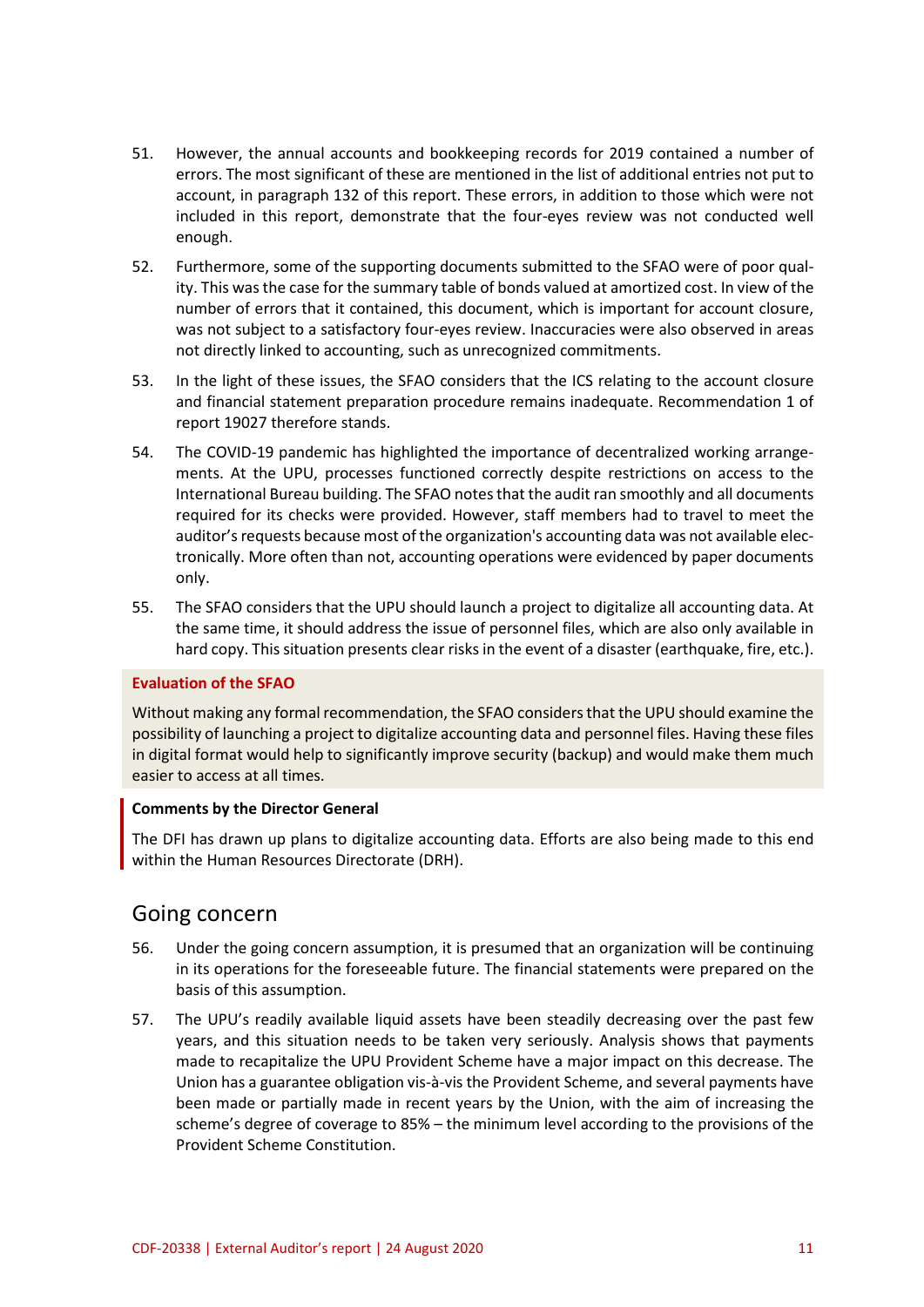51. However, the annual accounts and bookkeeping records for 2019 contained a number of errors. The most significant of these are mentioned in the list of additional entries not put to account, in paragraph 132 of this report. These errors, in addition to those which were not included in this report, demonstrate that the four-eyes review was not conducted well enough.

52. Furthermore, some of the supporting documents submitted to the SFAO were of poor quality. This was the case for the summary table of bonds valued at amortized cost. In view of the number of errors that it contained, this document, which is important for account closure, was not subject to a satisfactory four-eyes review. Inaccuracies were also observed in areas not directly linked to accounting, such as unrecognized commitments.

53. In the light of these issues, the SFAO considers that the ICS relating to the account closure and financial statement preparation procedure remains inadequate. Recommendation 1 of report 19027 therefore stands.

54. The COVID-19 pandemic has highlighted the importance of decentralized working arrangements. At the UPU, processes functioned correctly despite restrictions on access to the International Bureau building. The SFAO notes that the audit ran smoothly and all documents required for its checks were provided. However, staff members had to travel to meet the auditor's requests because most of the organization's accounting data was not available electronically. More often than not, accounting operations were evidenced by paper documents only.

55. The SFAO considers that the UPU should launch a project to digitalize all accounting data. At the same time, it should address the issue of personnel files, which are also only available in hard copy. This situation presents clear risks in the event of a disaster (earthquake, fire, etc.).

**Evaluation of the SFAO**

Without making any formal recommendation, the SFAO considers that the UPU should examine the possibility of launching a project to digitalize accounting data and personnel files. Having these files in digital format would help to significantly improve security (backup) and would make them much easier to access at all times.

**Comments by the Director General**

The DFI has drawn up plans to digitalize accounting data. Efforts are also being made to this end within the Human Resources Directorate (DRH).

## Going concern

56. Under the going concern assumption, it is presumed that an organization will be continuing in its operations for the foreseeable future. The financial statements were prepared on the basis of this assumption.

57. The UPU's readily available liquid assets have been steadily decreasing over the past few years, and this situation needs to be taken very seriously. Analysis shows that payments made to recapitalize the UPU Provident Scheme have a major impact on this decrease. The Union has a guarantee obligation vis-à-vis the Provident Scheme, and several payments have been made or partially made in recent years by the Union, with the aim of increasing the scheme's degree of coverage to 85% – the minimum level according to the provisions of the Provident Scheme Constitution.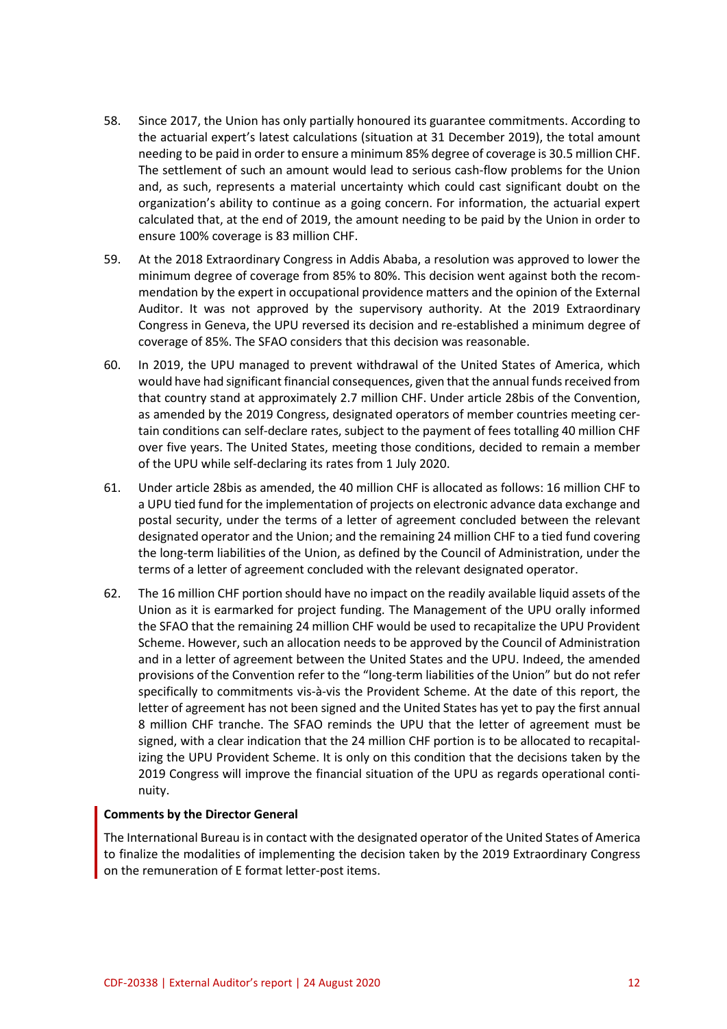58. Since 2017, the Union has only partially honoured its guarantee commitments. According to the actuarial expert's latest calculations (situation at 31 December 2019), the total amount needing to be paid in order to ensure a minimum 85% degree of coverage is 30.5 million CHF. The settlement of such an amount would lead to serious cash-flow problems for the Union and, as such, represents a material uncertainty which could cast significant doubt on the organization's ability to continue as a going concern. For information, the actuarial expert calculated that, at the end of 2019, the amount needing to be paid by the Union in order to ensure 100% coverage is 83 million CHF.

59. At the 2018 Extraordinary Congress in Addis Ababa, a resolution was approved to lower the minimum degree of coverage from 85% to 80%. This decision went against both the recommendation by the expert in occupational providence matters and the opinion of the External Auditor. It was not approved by the supervisory authority. At the 2019 Extraordinary Congress in Geneva, the UPU reversed its decision and re-established a minimum degree of coverage of 85%. The SFAO considers that this decision was reasonable.

60. In 2019, the UPU managed to prevent withdrawal of the United States of America, which would have had significant financial consequences, given that the annual funds received from that country stand at approximately 2.7 million CHF. Under article 28bis of the Convention, as amended by the 2019 Congress, designated operators of member countries meeting certain conditions can self-declare rates, subject to the payment of fees totalling 40 million CHF over five years. The United States, meeting those conditions, decided to remain a member of the UPU while self-declaring its rates from 1 July 2020.

61. Under article 28bis as amended, the 40 million CHF is allocated as follows: 16 million CHF to a UPU tied fund for the implementation of projects on electronic advance data exchange and postal security, under the terms of a letter of agreement concluded between the relevant designated operator and the Union; and the remaining 24 million CHF to a tied fund covering the long-term liabilities of the Union, as defined by the Council of Administration, under the terms of a letter of agreement concluded with the relevant designated operator.

62. The 16 million CHF portion should have no impact on the readily available liquid assets of the Union as it is earmarked for project funding. The Management of the UPU orally informed the SFAO that the remaining 24 million CHF would be used to recapitalize the UPU Provident Scheme. However, such an allocation needs to be approved by the Council of Administration and in a letter of agreement between the United States and the UPU. Indeed, the amended provisions of the Convention refer to the "long-term liabilities of the Union" but do not refer specifically to commitments vis-à-vis the Provident Scheme. At the date of this report, the letter of agreement has not been signed and the United States has yet to pay the first annual 8 million CHF tranche. The SFAO reminds the UPU that the letter of agreement must be signed, with a clear indication that the 24 million CHF portion is to be allocated to recapitalizing the UPU Provident Scheme. It is only on this condition that the decisions taken by the 2019 Congress will improve the financial situation of the UPU as regards operational continuity.

**Comments by the Director General**

The International Bureau is in contact with the designated operator of the United States of America to finalize the modalities of implementing the decision taken by the 2019 Extraordinary Congress on the remuneration of E format letter-post items.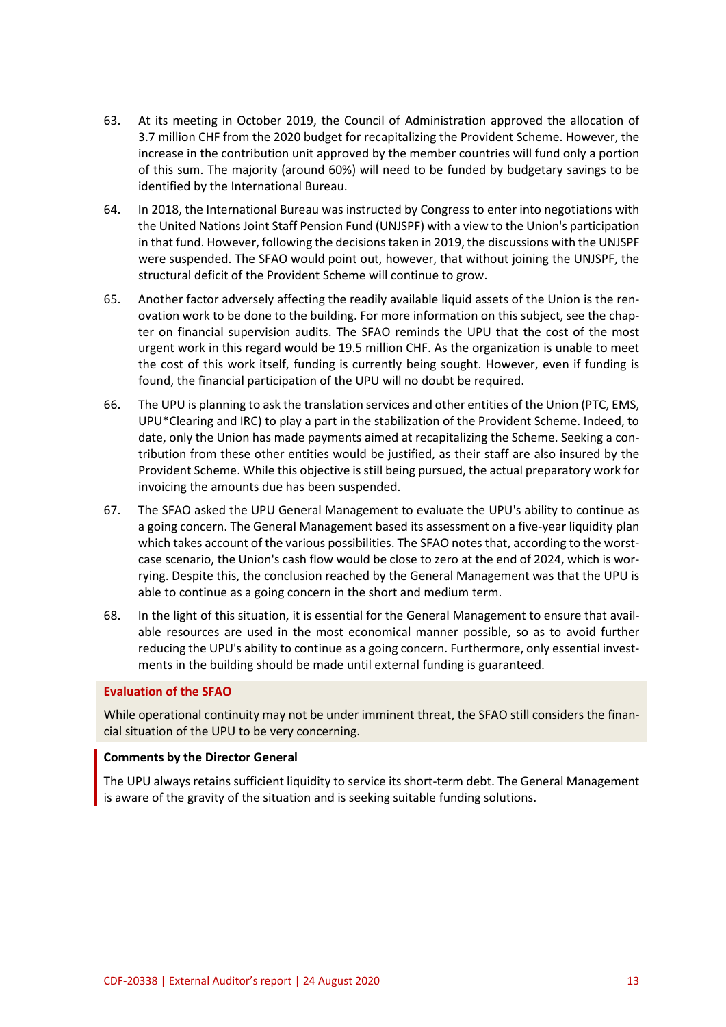63. At its meeting in October 2019, the Council of Administration approved the allocation of 3.7 million CHF from the 2020 budget for recapitalizing the Provident Scheme. However, the increase in the contribution unit approved by the member countries will fund only a portion of this sum. The majority (around 60%) will need to be funded by budgetary savings to be identified by the International Bureau.

64. In 2018, the International Bureau was instructed by Congress to enter into negotiations with the United Nations Joint Staff Pension Fund (UNJSPF) with a view to the Union's participation in that fund. However, following the decisions taken in 2019, the discussions with the UNJSPF were suspended. The SFAO would point out, however, that without joining the UNJSPF, the structural deficit of the Provident Scheme will continue to grow.

65. Another factor adversely affecting the readily available liquid assets of the Union is the renovation work to be done to the building. For more information on this subject, see the chapter on financial supervision audits. The SFAO reminds the UPU that the cost of the most urgent work in this regard would be 19.5 million CHF. As the organization is unable to meet the cost of this work itself, funding is currently being sought. However, even if funding is found, the financial participation of the UPU will no doubt be required.

66. The UPU is planning to ask the translation services and other entities of the Union (PTC, EMS, UPU*Clearing and IRC) to play a part in the stabilization of the Provident Scheme. Indeed, to date, only the Union has made payments aimed at recapitalizing the Scheme. Seeking a contribution from these other entities would be justified, as their staff are also insured by the Provident Scheme. While this objective is still being pursued, the actual preparatory work for invoicing the amounts due has been suspended.

67. The SFAO asked the UPU General Management to evaluate the UPU's ability to continue as a going concern. The General Management based its assessment on a five-year liquidity plan which takes account of the various possibilities. The SFAO notes that, according to the worst-case scenario, the Union's cash flow would be close to zero at the end of 2024, which is worrying. Despite this, the conclusion reached by the General Management was that the UPU is able to continue as a going concern in the short and medium term.

68. In the light of this situation, it is essential for the General Management to ensure that available resources are used in the most economical manner possible, so as to avoid further reducing the UPU's ability to continue as a going concern. Furthermore, only essential investments in the building should be made until external funding is guaranteed.

**Evaluation of the SFAO**

While operational continuity may not be under imminent threat, the SFAO still considers the financial situation of the UPU to be very concerning.

**Comments by the Director General**

The UPU always retains sufficient liquidity to service its short-term debt. The General Management is aware of the gravity of the situation and is seeking suitable funding solutions.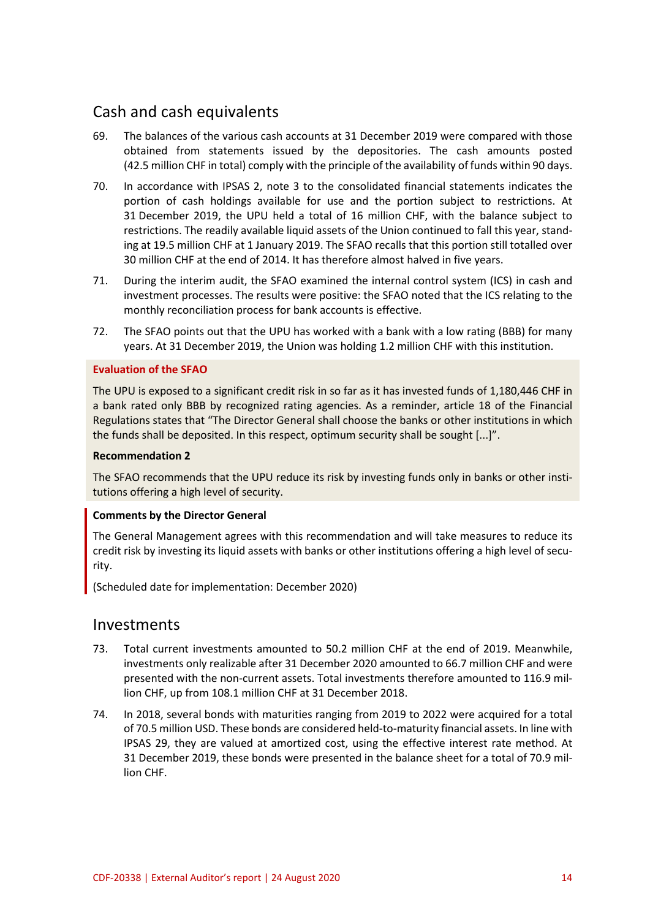## Cash and cash equivalents

69. The balances of the various cash accounts at 31 December 2019 were compared with those obtained from statements issued by the depositories. The cash amounts posted (42.5 million CHF in total) comply with the principle of the availability of funds within 90 days.

70. In accordance with IPSAS 2, note 3 to the consolidated financial statements indicates the portion of cash holdings available for use and the portion subject to restrictions. At 31 December 2019, the UPU held a total of 16 million CHF, with the balance subject to restrictions. The readily available liquid assets of the Union continued to fall this year, standing at 19.5 million CHF at 1 January 2019. The SFAO recalls that this portion still totalled over 30 million CHF at the end of 2014. It has therefore almost halved in five years.

71. During the interim audit, the SFAO examined the internal control system (ICS) in cash and investment processes. The results were positive: the SFAO noted that the ICS relating to the monthly reconciliation process for bank accounts is effective.

72. The SFAO points out that the UPU has worked with a bank with a low rating (BBB) for many years. At 31 December 2019, the Union was holding 1.2 million CHF with this institution.

**Evaluation of the SFAO**

The UPU is exposed to a significant credit risk in so far as it has invested funds of 1,180,446 CHF in a bank rated only BBB by recognized rating agencies. As a reminder, article 18 of the Financial Regulations states that "The Director General shall choose the banks or other institutions in which the funds shall be deposited. In this respect, optimum security shall be sought [...]".

**Recommendation 2**

The SFAO recommends that the UPU reduce its risk by investing funds only in banks or other institutions offering a high level of security.

**Comments by the Director General**

The General Management agrees with this recommendation and will take measures to reduce its credit risk by investing its liquid assets with banks or other institutions offering a high level of security.

(Scheduled date for implementation: December 2020)

## Investments

73. Total current investments amounted to 50.2 million CHF at the end of 2019. Meanwhile, investments only realizable after 31 December 2020 amounted to 66.7 million CHF and were presented with the non-current assets. Total investments therefore amounted to 116.9 million CHF, up from 108.1 million CHF at 31 December 2018.

74. In 2018, several bonds with maturities ranging from 2019 to 2022 were acquired for a total of 70.5 million USD. These bonds are considered held-to-maturity financial assets. In line with IPSAS 29, they are valued at amortized cost, using the effective interest rate method. At 31 December 2019, these bonds were presented in the balance sheet for a total of 70.9 million CHF.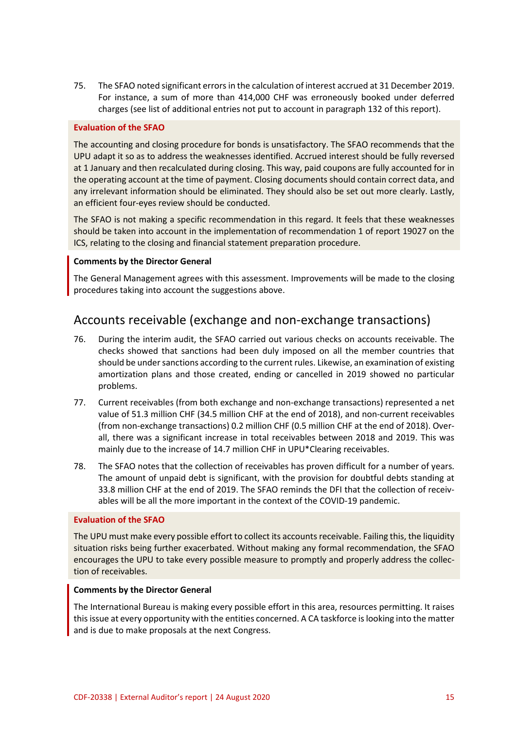75. The SFAO noted significant errors in the calculation of interest accrued at 31 December 2019. For instance, a sum of more than 414,000 CHF was erroneously booked under deferred charges (see list of additional entries not put to account in paragraph 132 of this report).

**Evaluation of the SFAO**

The accounting and closing procedure for bonds is unsatisfactory. The SFAO recommends that the UPU adapt it so as to address the weaknesses identified. Accrued interest should be fully reversed at 1 January and then recalculated during closing. This way, paid coupons are fully accounted for in the operating account at the time of payment. Closing documents should contain correct data, and any irrelevant information should be eliminated. They should also be set out more clearly. Lastly, an efficient four-eyes review should be conducted.

The SFAO is not making a specific recommendation in this regard. It feels that these weaknesses should be taken into account in the implementation of recommendation 1 of report 19027 on the ICS, relating to the closing and financial statement preparation procedure.

**Comments by the Director General**

The General Management agrees with this assessment. Improvements will be made to the closing procedures taking into account the suggestions above.

## Accounts receivable (exchange and non-exchange transactions)

76. During the interim audit, the SFAO carried out various checks on accounts receivable. The checks showed that sanctions had been duly imposed on all the member countries that should be under sanctions according to the current rules. Likewise, an examination of existing amortization plans and those created, ending or cancelled in 2019 showed no particular problems.

77. Current receivables (from both exchange and non-exchange transactions) represented a net value of 51.3 million CHF (34.5 million CHF at the end of 2018), and non-current receivables (from non-exchange transactions) 0.2 million CHF (0.5 million CHF at the end of 2018). Overall, there was a significant increase in total receivables between 2018 and 2019. This was mainly due to the increase of 14.7 million CHF in UPU*Clearing receivables.

78. The SFAO notes that the collection of receivables has proven difficult for a number of years. The amount of unpaid debt is significant, with the provision for doubtful debts standing at 33.8 million CHF at the end of 2019. The SFAO reminds the DFI that the collection of receivables will be all the more important in the context of the COVID-19 pandemic.

**Evaluation of the SFAO**

The UPU must make every possible effort to collect its accounts receivable. Failing this, the liquidity situation risks being further exacerbated. Without making any formal recommendation, the SFAO encourages the UPU to take every possible measure to promptly and properly address the collection of receivables.

**Comments by the Director General**

The International Bureau is making every possible effort in this area, resources permitting. It raises this issue at every opportunity with the entities concerned. A CA taskforce is looking into the matter and is due to make proposals at the next Congress.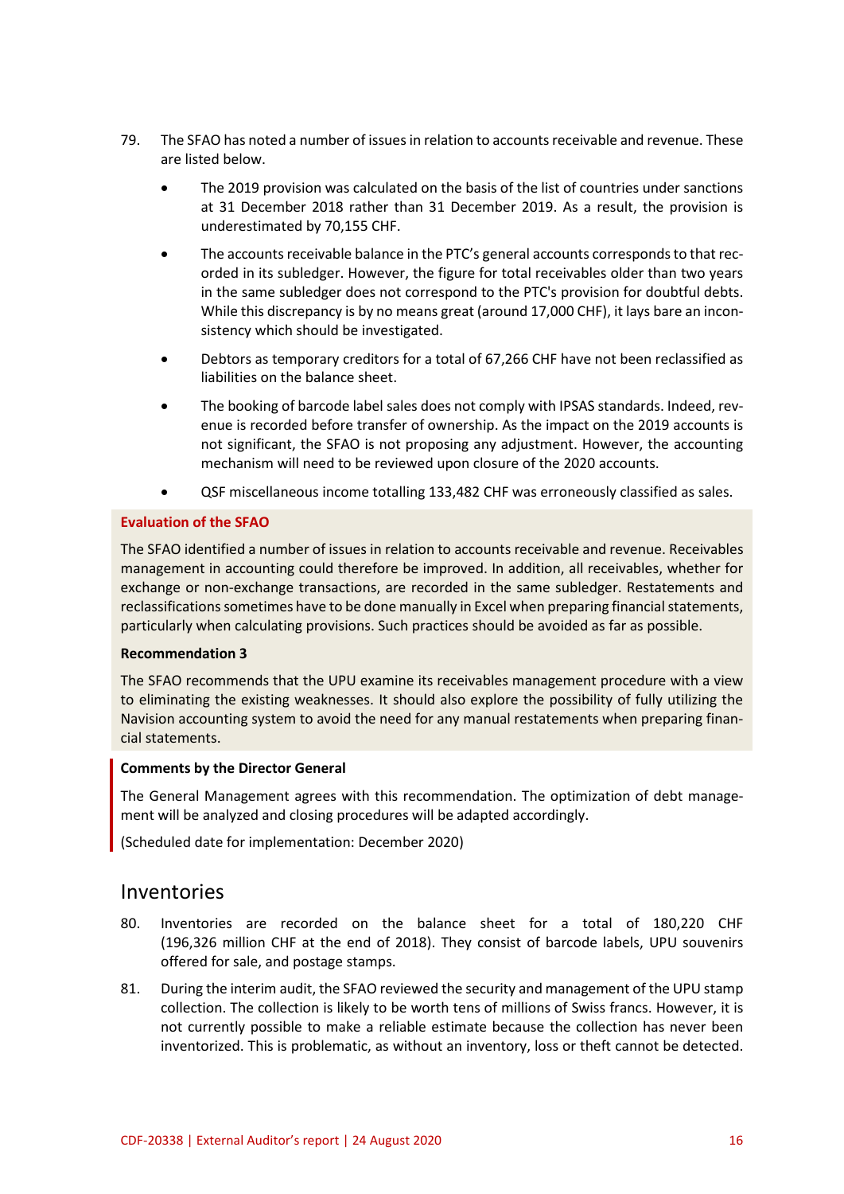79. The SFAO has noted a number of issues in relation to accounts receivable and revenue. These are listed below.

    - The 2019 provision was calculated on the basis of the list of countries under sanctions at 31 December 2018 rather than 31 December 2019. As a result, the provision is underestimated by 70,155 CHF.
    - The accounts receivable balance in the PTC's general accounts corresponds to that recorded in its subledger. However, the figure for total receivables older than two years in the same subledger does not correspond to the PTC's provision for doubtful debts. While this discrepancy is by no means great (around 17,000 CHF), it lays bare an inconsistency which should be investigated.
    - Debtors as temporary creditors for a total of 67,266 CHF have not been reclassified as liabilities on the balance sheet.
    - The booking of barcode label sales does not comply with IPSAS standards. Indeed, revenue is recorded before transfer of ownership. As the impact on the 2019 accounts is not significant, the SFAO is not proposing any adjustment. However, the accounting mechanism will need to be reviewed upon closure of the 2020 accounts.
    - QSF miscellaneous income totalling 133,482 CHF was erroneously classified as sales.

**Evaluation of the SFAO**

The SFAO identified a number of issues in relation to accounts receivable and revenue. Receivables management in accounting could therefore be improved. In addition, all receivables, whether for exchange or non-exchange transactions, are recorded in the same subledger. Restatements and reclassifications sometimes have to be done manually in Excel when preparing financial statements, particularly when calculating provisions. Such practices should be avoided as far as possible.

**Recommendation 3**

The SFAO recommends that the UPU examine its receivables management procedure with a view to eliminating the existing weaknesses. It should also explore the possibility of fully utilizing the Navision accounting system to avoid the need for any manual restatements when preparing financial statements.

**Comments by the Director General**

The General Management agrees with this recommendation. The optimization of debt management will be analyzed and closing procedures will be adapted accordingly.

(Scheduled date for implementation: December 2020)

## Inventories

80. Inventories are recorded on the balance sheet for a total of 180,220 CHF (196,326 million CHF at the end of 2018). They consist of barcode labels, UPU souvenirs offered for sale, and postage stamps.

81. During the interim audit, the SFAO reviewed the security and management of the UPU stamp collection. The collection is likely to be worth tens of millions of Swiss francs. However, it is not currently possible to make a reliable estimate because the collection has never been inventorized. This is problematic, as without an inventory, loss or theft cannot be detected.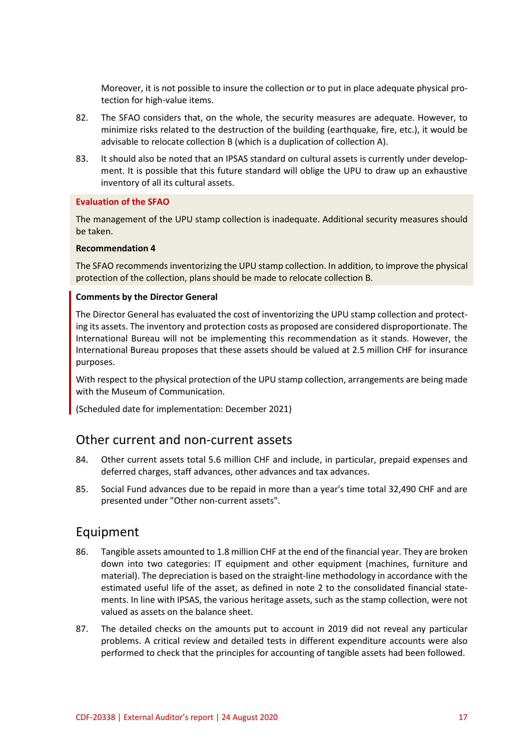Moreover, it is not possible to insure the collection or to put in place adequate physical protection for high-value items.

82. The SFAO considers that, on the whole, the security measures are adequate. However, to minimize risks related to the destruction of the building (earthquake, fire, etc.), it would be advisable to relocate collection B (which is a duplication of collection A).

83. It should also be noted that an IPSAS standard on cultural assets is currently under development. It is possible that this future standard will oblige the UPU to draw up an exhaustive inventory of all its cultural assets.

**Evaluation of the SFAO**

The management of the UPU stamp collection is inadequate. Additional security measures should be taken.

**Recommendation 4**

The SFAO recommends inventorizing the UPU stamp collection. In addition, to improve the physical protection of the collection, plans should be made to relocate collection B.

**Comments by the Director General**

The Director General has evaluated the cost of inventorizing the UPU stamp collection and protecting its assets. The inventory and protection costs as proposed are considered disproportionate. The International Bureau will not be implementing this recommendation as it stands. However, the International Bureau proposes that these assets should be valued at 2.5 million CHF for insurance purposes.

With respect to the physical protection of the UPU stamp collection, arrangements are being made with the Museum of Communication.

(Scheduled date for implementation: December 2021)

## Other current and non-current assets

84. Other current assets total 5.6 million CHF and include, in particular, prepaid expenses and deferred charges, staff advances, other advances and tax advances.

85. Social Fund advances due to be repaid in more than a year's time total 32,490 CHF and are presented under "Other non-current assets".

## Equipment

86. Tangible assets amounted to 1.8 million CHF at the end of the financial year. They are broken down into two categories: IT equipment and other equipment (machines, furniture and material). The depreciation is based on the straight-line methodology in accordance with the estimated useful life of the asset, as defined in note 2 to the consolidated financial statements. In line with IPSAS, the various heritage assets, such as the stamp collection, were not valued as assets on the balance sheet.

87. The detailed checks on the amounts put to account in 2019 did not reveal any particular problems. A critical review and detailed tests in different expenditure accounts were also performed to check that the principles for accounting of tangible assets had been followed.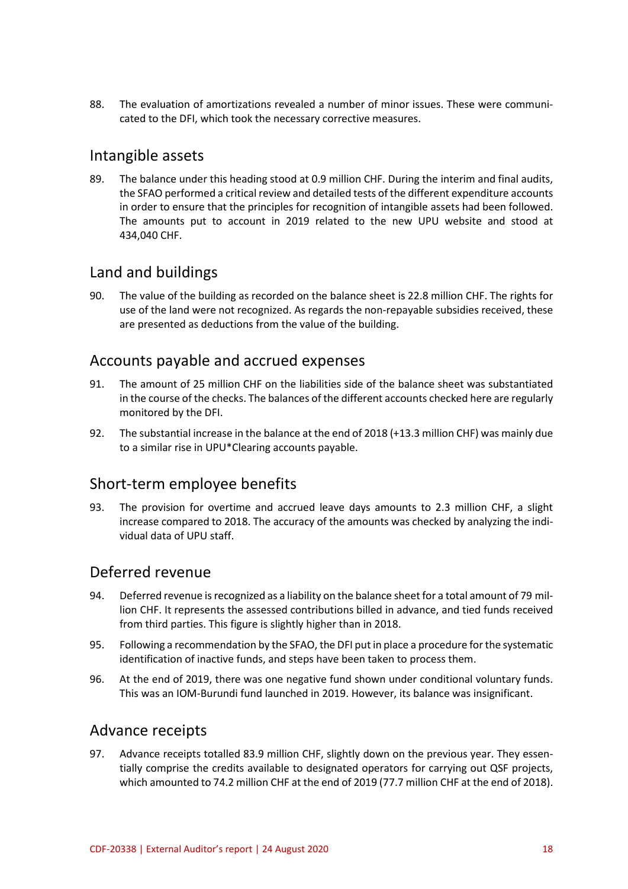88. The evaluation of amortizations revealed a number of minor issues. These were communicated to the DFI, which took the necessary corrective measures.

## Intangible assets

89. The balance under this heading stood at 0.9 million CHF. During the interim and final audits, the SFAO performed a critical review and detailed tests of the different expenditure accounts in order to ensure that the principles for recognition of intangible assets had been followed. The amounts put to account in 2019 related to the new UPU website and stood at 434,040 CHF.

## Land and buildings

90. The value of the building as recorded on the balance sheet is 22.8 million CHF. The rights for use of the land were not recognized. As regards the non-repayable subsidies received, these are presented as deductions from the value of the building.

## Accounts payable and accrued expenses

91. The amount of 25 million CHF on the liabilities side of the balance sheet was substantiated in the course of the checks. The balances of the different accounts checked here are regularly monitored by the DFI.

92. The substantial increase in the balance at the end of 2018 (+13.3 million CHF) was mainly due to a similar rise in UPU*Clearing accounts payable.

## Short-term employee benefits

93. The provision for overtime and accrued leave days amounts to 2.3 million CHF, a slight increase compared to 2018. The accuracy of the amounts was checked by analyzing the individual data of UPU staff.

## Deferred revenue

94. Deferred revenue is recognized as a liability on the balance sheet for a total amount of 79 million CHF. It represents the assessed contributions billed in advance, and tied funds received from third parties. This figure is slightly higher than in 2018.

95. Following a recommendation by the SFAO, the DFI put in place a procedure for the systematic identification of inactive funds, and steps have been taken to process them.

96. At the end of 2019, there was one negative fund shown under conditional voluntary funds. This was an IOM-Burundi fund launched in 2019. However, its balance was insignificant.

## Advance receipts

97. Advance receipts totalled 83.9 million CHF, slightly down on the previous year. They essentially comprise the credits available to designated operators for carrying out QSF projects, which amounted to 74.2 million CHF at the end of 2019 (77.7 million CHF at the end of 2018).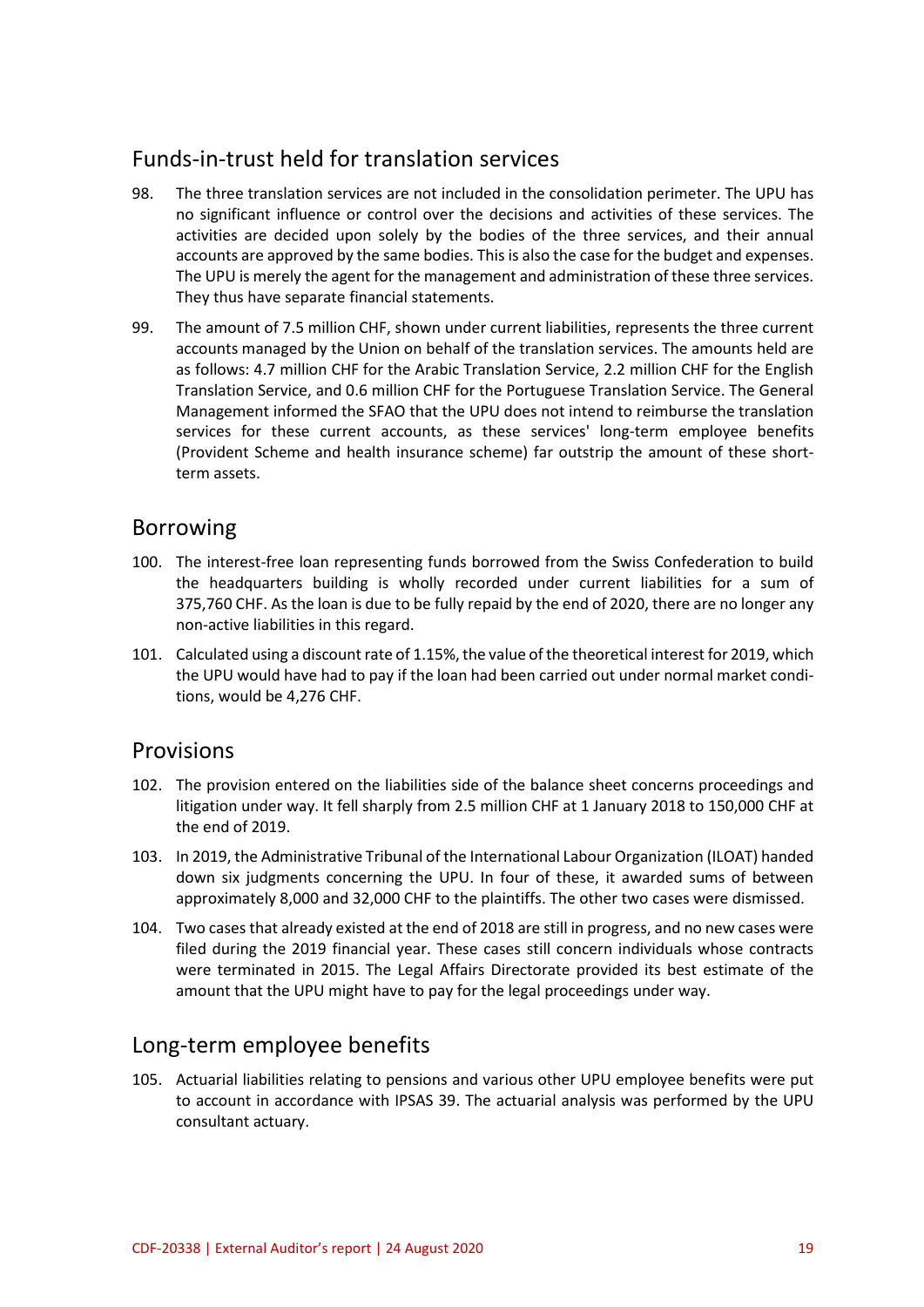## Funds-in-trust held for translation services

98. The three translation services are not included in the consolidation perimeter. The UPU has no significant influence or control over the decisions and activities of these services. The activities are decided upon solely by the bodies of the three services, and their annual accounts are approved by the same bodies. This is also the case for the budget and expenses. The UPU is merely the agent for the management and administration of these three services. They thus have separate financial statements.

99. The amount of 7.5 million CHF, shown under current liabilities, represents the three current accounts managed by the Union on behalf of the translation services. The amounts held are as follows: 4.7 million CHF for the Arabic Translation Service, 2.2 million CHF for the English Translation Service, and 0.6 million CHF for the Portuguese Translation Service. The General Management informed the SFAO that the UPU does not intend to reimburse the translation services for these current accounts, as these services' long-term employee benefits (Provident Scheme and health insurance scheme) far outstrip the amount of these short-term assets.

## Borrowing

100. The interest-free loan representing funds borrowed from the Swiss Confederation to build the headquarters building is wholly recorded under current liabilities for a sum of 375,760 CHF. As the loan is due to be fully repaid by the end of 2020, there are no longer any non-active liabilities in this regard.

101. Calculated using a discount rate of 1.15%, the value of the theoretical interest for 2019, which the UPU would have had to pay if the loan had been carried out under normal market conditions, would be 4,276 CHF.

## Provisions

102. The provision entered on the liabilities side of the balance sheet concerns proceedings and litigation under way. It fell sharply from 2.5 million CHF at 1 January 2018 to 150,000 CHF at the end of 2019.

103. In 2019, the Administrative Tribunal of the International Labour Organization (ILOAT) handed down six judgments concerning the UPU. In four of these, it awarded sums of between approximately 8,000 and 32,000 CHF to the plaintiffs. The other two cases were dismissed.

104. Two cases that already existed at the end of 2018 are still in progress, and no new cases were filed during the 2019 financial year. These cases still concern individuals whose contracts were terminated in 2015. The Legal Affairs Directorate provided its best estimate of the amount that the UPU might have to pay for the legal proceedings under way.

## Long-term employee benefits

105. Actuarial liabilities relating to pensions and various other UPU employee benefits were put to account in accordance with IPSAS 39. The actuarial analysis was performed by the UPU consultant actuary.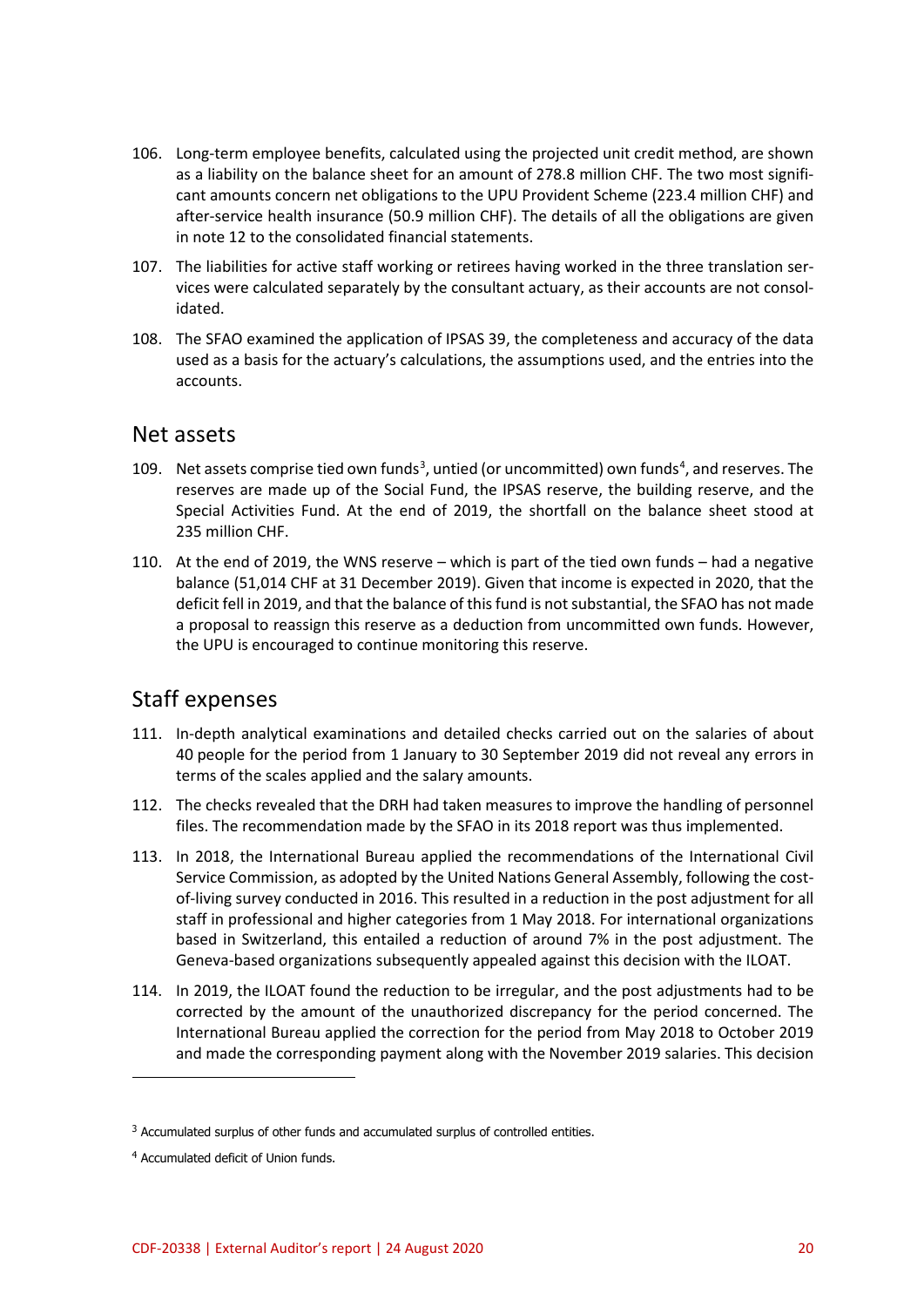106. Long-term employee benefits, calculated using the projected unit credit method, are shown as a liability on the balance sheet for an amount of 278.8 million CHF. The two most significant amounts concern net obligations to the UPU Provident Scheme (223.4 million CHF) and after-service health insurance (50.9 million CHF). The details of all the obligations are given in note 12 to the consolidated financial statements.

107. The liabilities for active staff working or retirees having worked in the three translation services were calculated separately by the consultant actuary, as their accounts are not consolidated.

108. The SFAO examined the application of IPSAS 39, the completeness and accuracy of the data used as a basis for the actuary's calculations, the assumptions used, and the entries into the accounts.

## Net assets

109. Net assets comprise tied own funds[3], untied (or uncommitted) own funds[4], and reserves. The reserves are made up of the Social Fund, the IPSAS reserve, the building reserve, and the Special Activities Fund. At the end of 2019, the shortfall on the balance sheet stood at 235 million CHF.

110. At the end of 2019, the WNS reserve – which is part of the tied own funds – had a negative balance (51,014 CHF at 31 December 2019). Given that income is expected in 2020, that the deficit fell in 2019, and that the balance of this fund is not substantial, the SFAO has not made a proposal to reassign this reserve as a deduction from uncommitted own funds. However, the UPU is encouraged to continue monitoring this reserve.

## Staff expenses

111. In-depth analytical examinations and detailed checks carried out on the salaries of about 40 people for the period from 1 January to 30 September 2019 did not reveal any errors in terms of the scales applied and the salary amounts.

112. The checks revealed that the DRH had taken measures to improve the handling of personnel files. The recommendation made by the SFAO in its 2018 report was thus implemented.

113. In 2018, the International Bureau applied the recommendations of the International Civil Service Commission, as adopted by the United Nations General Assembly, following the cost-of-living survey conducted in 2016. This resulted in a reduction in the post adjustment for all staff in professional and higher categories from 1 May 2018. For international organizations based in Switzerland, this entailed a reduction of around 7% in the post adjustment. The Geneva-based organizations subsequently appealed against this decision with the ILOAT.

114. In 2019, the ILOAT found the reduction to be irregular, and the post adjustments had to be corrected by the amount of the unauthorized discrepancy for the period concerned. The International Bureau applied the correction for the period from May 2018 to October 2019 and made the corresponding payment along with the November 2019 salaries. This decision

---

[3] Accumulated surplus of other funds and accumulated surplus of controlled entities.

[4] Accumulated deficit of Union funds.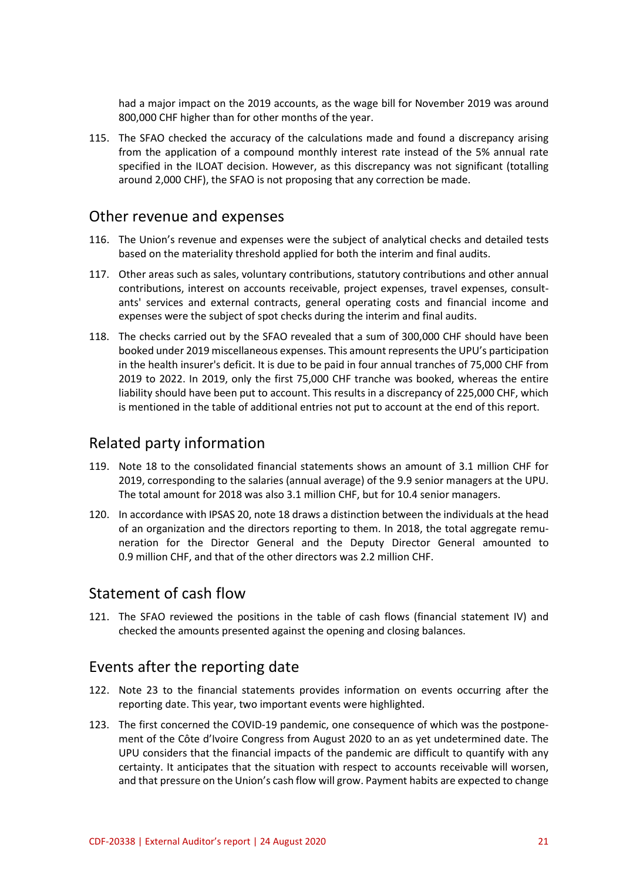had a major impact on the 2019 accounts, as the wage bill for November 2019 was around 800,000 CHF higher than for other months of the year.

115. The SFAO checked the accuracy of the calculations made and found a discrepancy arising from the application of a compound monthly interest rate instead of the 5% annual rate specified in the ILOAT decision. However, as this discrepancy was not significant (totalling around 2,000 CHF), the SFAO is not proposing that any correction be made.

## Other revenue and expenses

116. The Union's revenue and expenses were the subject of analytical checks and detailed tests based on the materiality threshold applied for both the interim and final audits.

117. Other areas such as sales, voluntary contributions, statutory contributions and other annual contributions, interest on accounts receivable, project expenses, travel expenses, consultants' services and external contracts, general operating costs and financial income and expenses were the subject of spot checks during the interim and final audits.

118. The checks carried out by the SFAO revealed that a sum of 300,000 CHF should have been booked under 2019 miscellaneous expenses. This amount represents the UPU's participation in the health insurer's deficit. It is due to be paid in four annual tranches of 75,000 CHF from 2019 to 2022. In 2019, only the first 75,000 CHF tranche was booked, whereas the entire liability should have been put to account. This results in a discrepancy of 225,000 CHF, which is mentioned in the table of additional entries not put to account at the end of this report.

## Related party information

119. Note 18 to the consolidated financial statements shows an amount of 3.1 million CHF for 2019, corresponding to the salaries (annual average) of the 9.9 senior managers at the UPU. The total amount for 2018 was also 3.1 million CHF, but for 10.4 senior managers.

120. In accordance with IPSAS 20, note 18 draws a distinction between the individuals at the head of an organization and the directors reporting to them. In 2018, the total aggregate remuneration for the Director General and the Deputy Director General amounted to 0.9 million CHF, and that of the other directors was 2.2 million CHF.

## Statement of cash flow

121. The SFAO reviewed the positions in the table of cash flows (financial statement IV) and checked the amounts presented against the opening and closing balances.

## Events after the reporting date

122. Note 23 to the financial statements provides information on events occurring after the reporting date. This year, two important events were highlighted.

123. The first concerned the COVID-19 pandemic, one consequence of which was the postponement of the Côte d'Ivoire Congress from August 2020 to an as yet undetermined date. The UPU considers that the financial impacts of the pandemic are difficult to quantify with any certainty. It anticipates that the situation with respect to accounts receivable will worsen, and that pressure on the Union's cash flow will grow. Payment habits are expected to change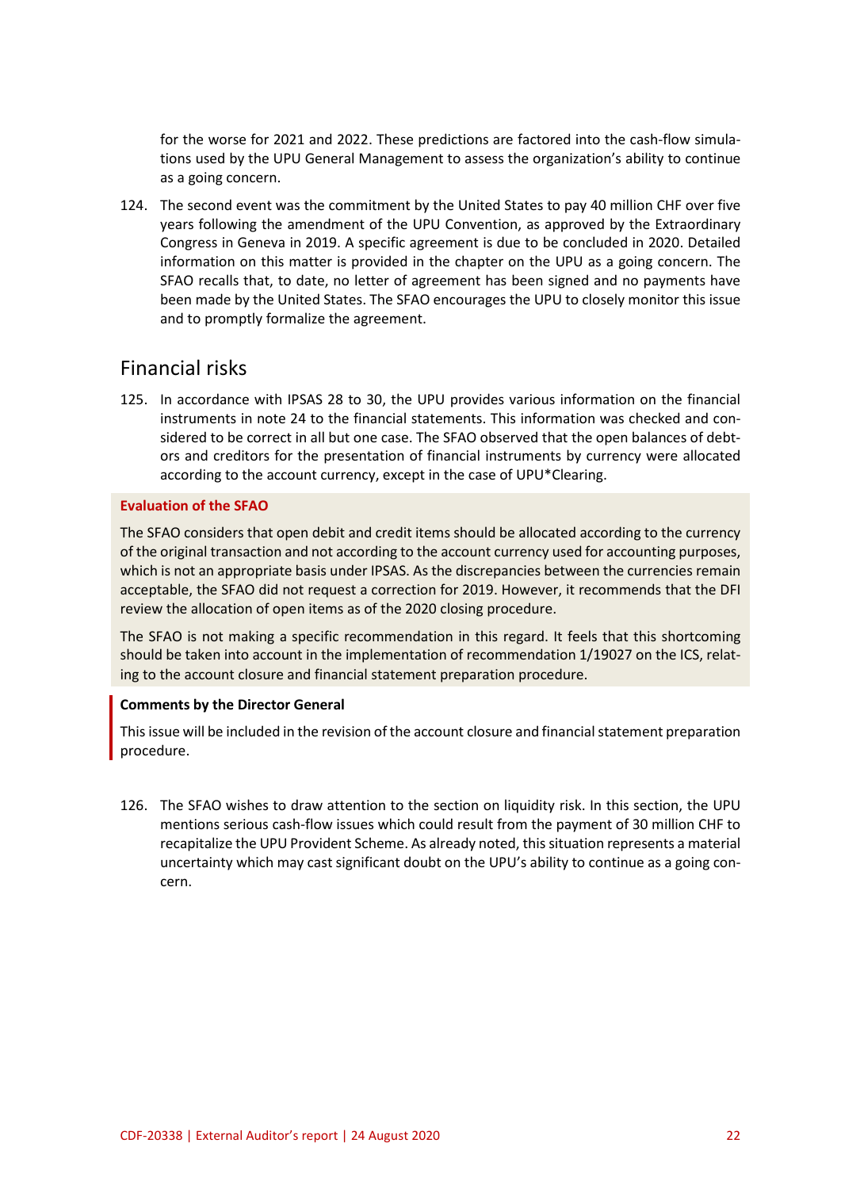for the worse for 2021 and 2022. These predictions are factored into the cash-flow simulations used by the UPU General Management to assess the organization's ability to continue as a going concern.

124. The second event was the commitment by the United States to pay 40 million CHF over five years following the amendment of the UPU Convention, as approved by the Extraordinary Congress in Geneva in 2019. A specific agreement is due to be concluded in 2020. Detailed information on this matter is provided in the chapter on the UPU as a going concern. The SFAO recalls that, to date, no letter of agreement has been signed and no payments have been made by the United States. The SFAO encourages the UPU to closely monitor this issue and to promptly formalize the agreement.

## Financial risks

125. In accordance with IPSAS 28 to 30, the UPU provides various information on the financial instruments in note 24 to the financial statements. This information was checked and considered to be correct in all but one case. The SFAO observed that the open balances of debtors and creditors for the presentation of financial instruments by currency were allocated according to the account currency, except in the case of UPU*Clearing.

**Evaluation of the SFAO**

The SFAO considers that open debit and credit items should be allocated according to the currency of the original transaction and not according to the account currency used for accounting purposes, which is not an appropriate basis under IPSAS. As the discrepancies between the currencies remain acceptable, the SFAO did not request a correction for 2019. However, it recommends that the DFI review the allocation of open items as of the 2020 closing procedure.

The SFAO is not making a specific recommendation in this regard. It feels that this shortcoming should be taken into account in the implementation of recommendation 1/19027 on the ICS, relating to the account closure and financial statement preparation procedure.

**Comments by the Director General**

This issue will be included in the revision of the account closure and financial statement preparation procedure.

126. The SFAO wishes to draw attention to the section on liquidity risk. In this section, the UPU mentions serious cash-flow issues which could result from the payment of 30 million CHF to recapitalize the UPU Provident Scheme. As already noted, this situation represents a material uncertainty which may cast significant doubt on the UPU's ability to continue as a going concern.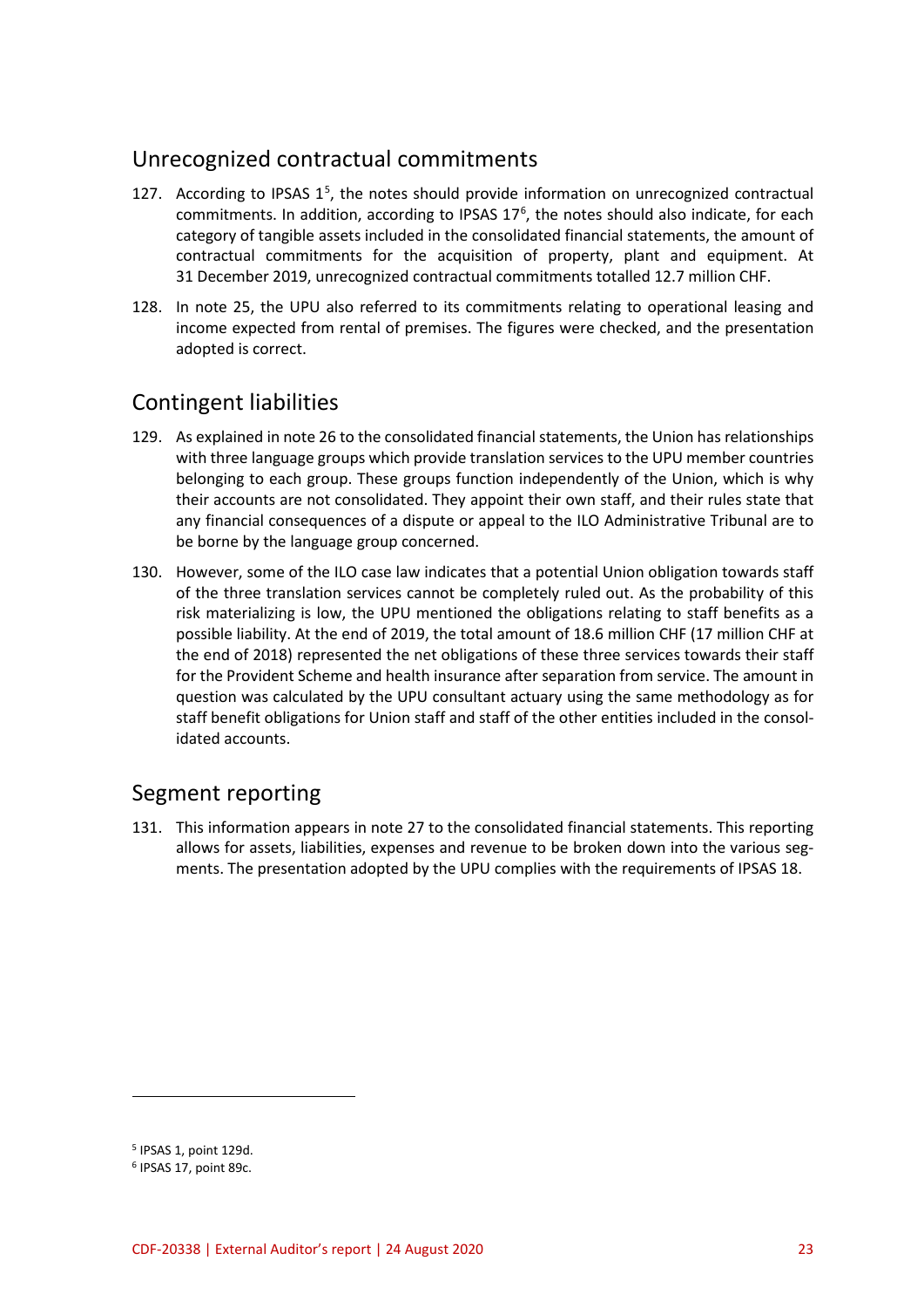## Unrecognized contractual commitments

127. According to IPSAS 1[5], the notes should provide information on unrecognized contractual commitments. In addition, according to IPSAS 17[6], the notes should also indicate, for each category of tangible assets included in the consolidated financial statements, the amount of contractual commitments for the acquisition of property, plant and equipment. At 31 December 2019, unrecognized contractual commitments totalled 12.7 million CHF.

128. In note 25, the UPU also referred to its commitments relating to operational leasing and income expected from rental of premises. The figures were checked, and the presentation adopted is correct.

## Contingent liabilities

129. As explained in note 26 to the consolidated financial statements, the Union has relationships with three language groups which provide translation services to the UPU member countries belonging to each group. These groups function independently of the Union, which is why their accounts are not consolidated. They appoint their own staff, and their rules state that any financial consequences of a dispute or appeal to the ILO Administrative Tribunal are to be borne by the language group concerned.

130. However, some of the ILO case law indicates that a potential Union obligation towards staff of the three translation services cannot be completely ruled out. As the probability of this risk materializing is low, the UPU mentioned the obligations relating to staff benefits as a possible liability. At the end of 2019, the total amount of 18.6 million CHF (17 million CHF at the end of 2018) represented the net obligations of these three services towards their staff for the Provident Scheme and health insurance after separation from service. The amount in question was calculated by the UPU consultant actuary using the same methodology as for staff benefit obligations for Union staff and staff of the other entities included in the consolidated accounts.

## Segment reporting

131. This information appears in note 27 to the consolidated financial statements. This reporting allows for assets, liabilities, expenses and revenue to be broken down into the various segments. The presentation adopted by the UPU complies with the requirements of IPSAS 18.

---

[5] IPSAS 1, point 129d.

[6] IPSAS 17, point 89c.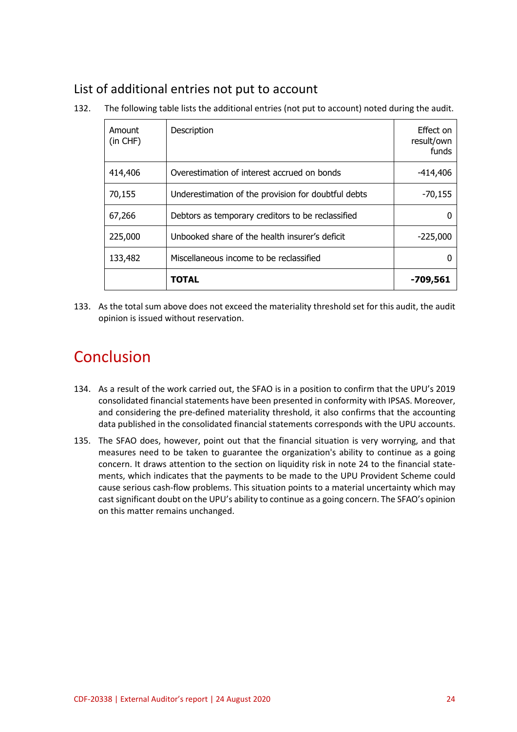## List of additional entries not put to account

132. The following table lists the additional entries (not put to account) noted during the audit.

| Amount (in CHF) | Description | Effect on result/own funds |
|---|---|---|
| 414,406 | Overestimation of interest accrued on bonds | -414,406 |
| 70,155 | Underestimation of the provision for doubtful debts | -70,155 |
| 67,266 | Debtors as temporary creditors to be reclassified | 0 |
| 225,000 | Unbooked share of the health insurer's deficit | -225,000 |
| 133,482 | Miscellaneous income to be reclassified | 0 |
| | **TOTAL** | **-709,561** |

133. As the total sum above does not exceed the materiality threshold set for this audit, the audit opinion is issued without reservation.

# Conclusion

134. As a result of the work carried out, the SFAO is in a position to confirm that the UPU's 2019 consolidated financial statements have been presented in conformity with IPSAS. Moreover, and considering the pre-defined materiality threshold, it also confirms that the accounting data published in the consolidated financial statements corresponds with the UPU accounts.

135. The SFAO does, however, point out that the financial situation is very worrying, and that measures need to be taken to guarantee the organization's ability to continue as a going concern. It draws attention to the section on liquidity risk in note 24 to the financial statements, which indicates that the payments to be made to the UPU Provident Scheme could cause serious cash-flow problems. This situation points to a material uncertainty which may cast significant doubt on the UPU's ability to continue as a going concern. The SFAO's opinion on this matter remains unchanged.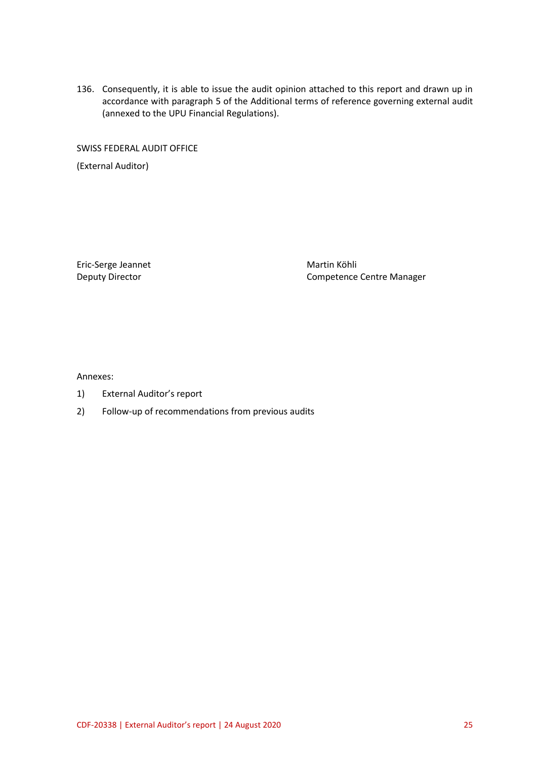136. Consequently, it is able to issue the audit opinion attached to this report and drawn up in accordance with paragraph 5 of the Additional terms of reference governing external audit (annexed to the UPU Financial Regulations).

SWISS FEDERAL AUDIT OFFICE

(External Auditor)

Eric-Serge Jeannet
Deputy Director

Martin Köhli
Competence Centre Manager

Annexes:

1) External Auditor's report

2) Follow-up of recommendations from previous audits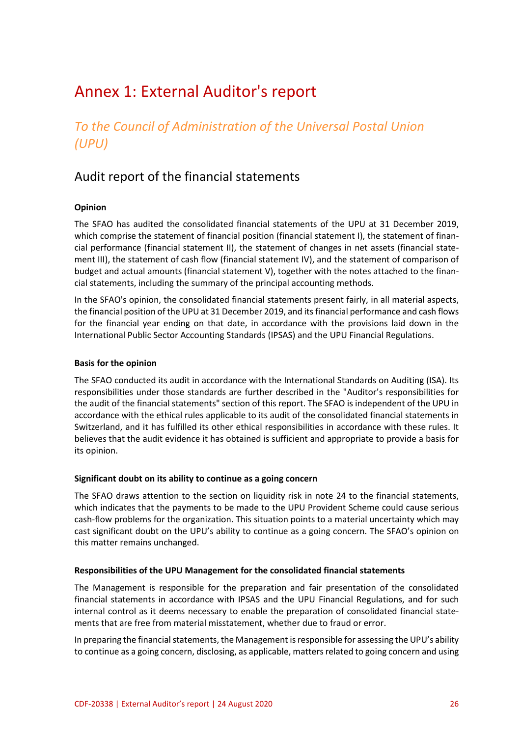# Annex 1: External Auditor's report

## *To the Council of Administration of the Universal Postal Union (UPU)*

## Audit report of the financial statements

**Opinion**

The SFAO has audited the consolidated financial statements of the UPU at 31 December 2019, which comprise the statement of financial position (financial statement I), the statement of financial performance (financial statement II), the statement of changes in net assets (financial statement III), the statement of cash flow (financial statement IV), and the statement of comparison of budget and actual amounts (financial statement V), together with the notes attached to the financial statements, including the summary of the principal accounting methods.

In the SFAO's opinion, the consolidated financial statements present fairly, in all material aspects, the financial position of the UPU at 31 December 2019, and its financial performance and cash flows for the financial year ending on that date, in accordance with the provisions laid down in the International Public Sector Accounting Standards (IPSAS) and the UPU Financial Regulations.

**Basis for the opinion**

The SFAO conducted its audit in accordance with the International Standards on Auditing (ISA). Its responsibilities under those standards are further described in the "Auditor's responsibilities for the audit of the financial statements" section of this report. The SFAO is independent of the UPU in accordance with the ethical rules applicable to its audit of the consolidated financial statements in Switzerland, and it has fulfilled its other ethical responsibilities in accordance with these rules. It believes that the audit evidence it has obtained is sufficient and appropriate to provide a basis for its opinion.

**Significant doubt on its ability to continue as a going concern**

The SFAO draws attention to the section on liquidity risk in note 24 to the financial statements, which indicates that the payments to be made to the UPU Provident Scheme could cause serious cash-flow problems for the organization. This situation points to a material uncertainty which may cast significant doubt on the UPU's ability to continue as a going concern. The SFAO's opinion on this matter remains unchanged.

**Responsibilities of the UPU Management for the consolidated financial statements**

The Management is responsible for the preparation and fair presentation of the consolidated financial statements in accordance with IPSAS and the UPU Financial Regulations, and for such internal control as it deems necessary to enable the preparation of consolidated financial statements that are free from material misstatement, whether due to fraud or error.

In preparing the financial statements, the Management is responsible for assessing the UPU's ability to continue as a going concern, disclosing, as applicable, matters related to going concern and using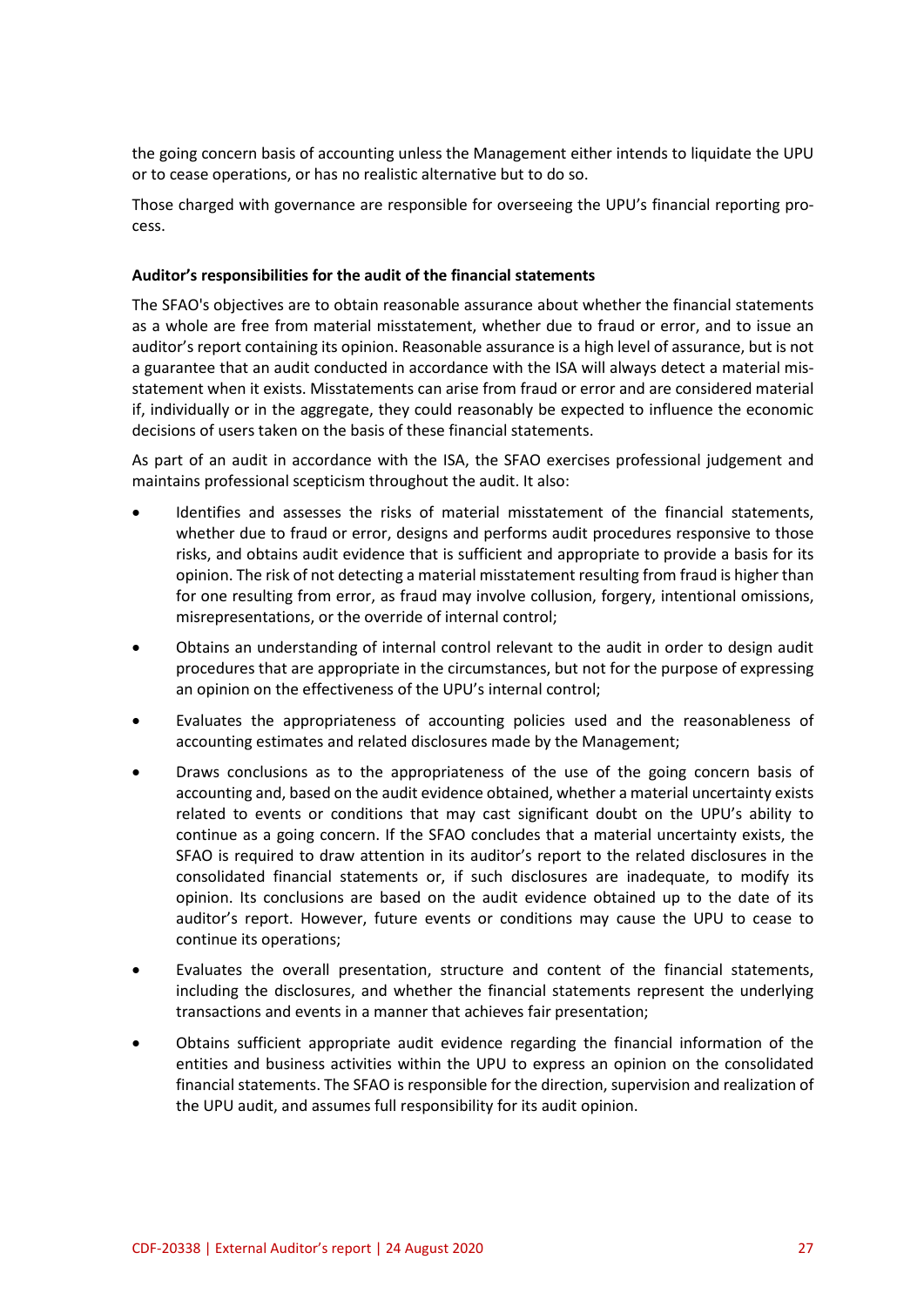the going concern basis of accounting unless the Management either intends to liquidate the UPU or to cease operations, or has no realistic alternative but to do so.

Those charged with governance are responsible for overseeing the UPU's financial reporting process.

**Auditor's responsibilities for the audit of the financial statements**

The SFAO's objectives are to obtain reasonable assurance about whether the financial statements as a whole are free from material misstatement, whether due to fraud or error, and to issue an auditor's report containing its opinion. Reasonable assurance is a high level of assurance, but is not a guarantee that an audit conducted in accordance with the ISA will always detect a material misstatement when it exists. Misstatements can arise from fraud or error and are considered material if, individually or in the aggregate, they could reasonably be expected to influence the economic decisions of users taken on the basis of these financial statements.

As part of an audit in accordance with the ISA, the SFAO exercises professional judgement and maintains professional scepticism throughout the audit. It also:

- Identifies and assesses the risks of material misstatement of the financial statements, whether due to fraud or error, designs and performs audit procedures responsive to those risks, and obtains audit evidence that is sufficient and appropriate to provide a basis for its opinion. The risk of not detecting a material misstatement resulting from fraud is higher than for one resulting from error, as fraud may involve collusion, forgery, intentional omissions, misrepresentations, or the override of internal control;
- Obtains an understanding of internal control relevant to the audit in order to design audit procedures that are appropriate in the circumstances, but not for the purpose of expressing an opinion on the effectiveness of the UPU's internal control;
- Evaluates the appropriateness of accounting policies used and the reasonableness of accounting estimates and related disclosures made by the Management;
- Draws conclusions as to the appropriateness of the use of the going concern basis of accounting and, based on the audit evidence obtained, whether a material uncertainty exists related to events or conditions that may cast significant doubt on the UPU's ability to continue as a going concern. If the SFAO concludes that a material uncertainty exists, the SFAO is required to draw attention in its auditor's report to the related disclosures in the consolidated financial statements or, if such disclosures are inadequate, to modify its opinion. Its conclusions are based on the audit evidence obtained up to the date of its auditor's report. However, future events or conditions may cause the UPU to cease to continue its operations;
- Evaluates the overall presentation, structure and content of the financial statements, including the disclosures, and whether the financial statements represent the underlying transactions and events in a manner that achieves fair presentation;
- Obtains sufficient appropriate audit evidence regarding the financial information of the entities and business activities within the UPU to express an opinion on the consolidated financial statements. The SFAO is responsible for the direction, supervision and realization of the UPU audit, and assumes full responsibility for its audit opinion.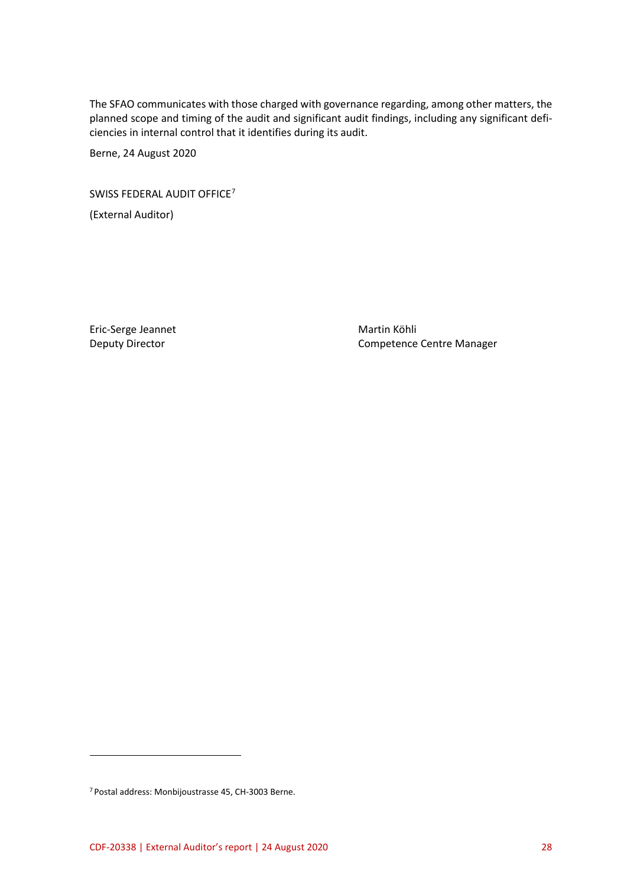The SFAO communicates with those charged with governance regarding, among other matters, the planned scope and timing of the audit and significant audit findings, including any significant deficiencies in internal control that it identifies during its audit.

Berne, 24 August 2020

SWISS FEDERAL AUDIT OFFICE[7]

(External Auditor)

| Eric-Serge Jeannet | Martin Köhli |
| --- | --- |
| Deputy Director | Competence Centre Manager |

[7] Postal address: Monbijoustrasse 45, CH-3003 Berne.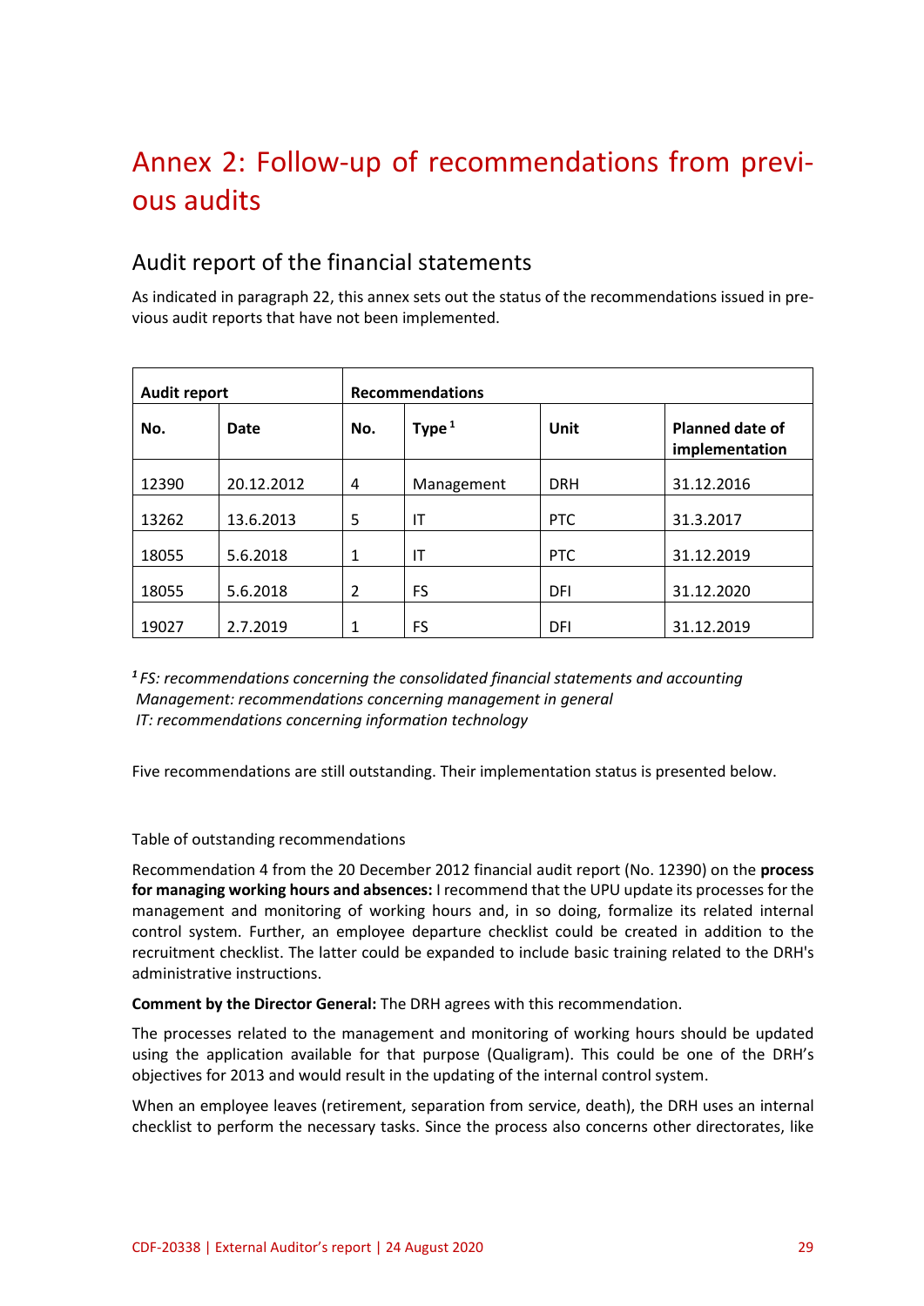# Annex 2: Follow-up of recommendations from previous audits

## Audit report of the financial statements

As indicated in paragraph 22, this annex sets out the status of the recommendations issued in previous audit reports that have not been implemented.

| Audit report | | Recommendations | | | |
|---|---|---|---|---|---|
| **No.** | **Date** | **No.** | **Type** [1] | **Unit** | **Planned date of implementation** |
| 12390 | 20.12.2012 | 4 | Management | DRH | 31.12.2016 |
| 13262 | 13.6.2013 | 5 | IT | PTC | 31.3.2017 |
| 18055 | 5.6.2018 | 1 | IT | PTC | 31.12.2019 |
| 18055 | 5.6.2018 | 2 | FS | DFI | 31.12.2020 |
| 19027 | 2.7.2019 | 1 | FS | DFI | 31.12.2019 |

*[1] FS: recommendations concerning the consolidated financial statements and accounting*
*Management: recommendations concerning management in general*
*IT: recommendations concerning information technology*

Five recommendations are still outstanding. Their implementation status is presented below.

Table of outstanding recommendations

Recommendation 4 from the 20 December 2012 financial audit report (No. 12390) on the **process for managing working hours and absences:** I recommend that the UPU update its processes for the management and monitoring of working hours and, in so doing, formalize its related internal control system. Further, an employee departure checklist could be created in addition to the recruitment checklist. The latter could be expanded to include basic training related to the DRH's administrative instructions.

**Comment by the Director General:** The DRH agrees with this recommendation.

The processes related to the management and monitoring of working hours should be updated using the application available for that purpose (Qualigram). This could be one of the DRH's objectives for 2013 and would result in the updating of the internal control system.

When an employee leaves (retirement, separation from service, death), the DRH uses an internal checklist to perform the necessary tasks. Since the process also concerns other directorates, like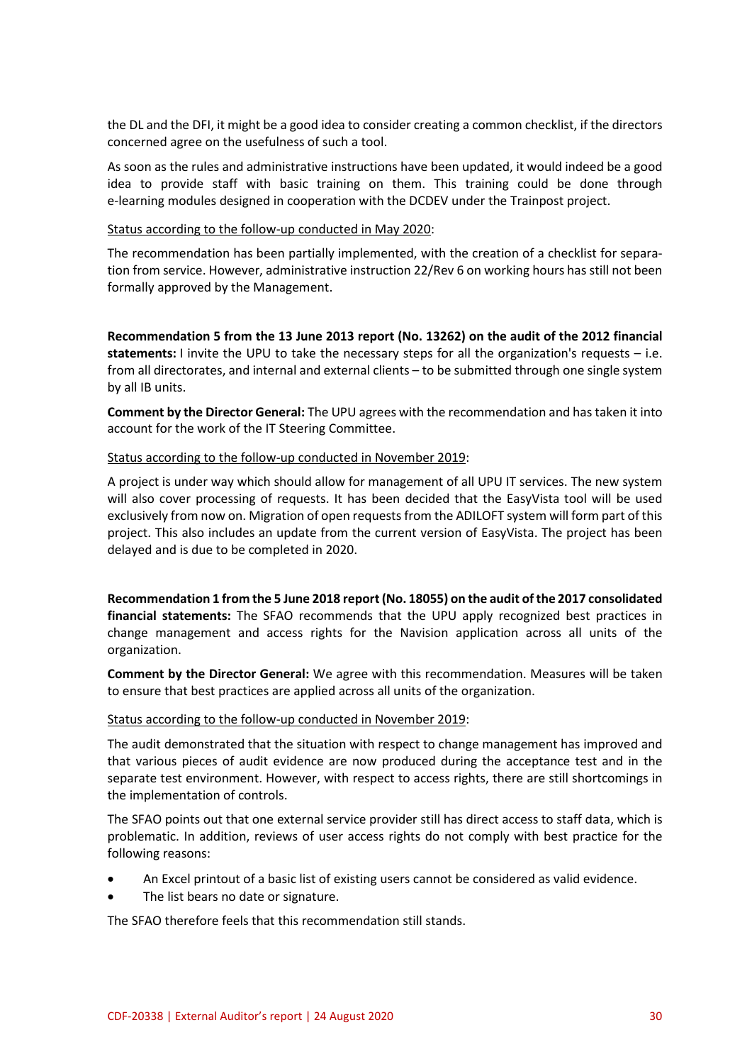the DL and the DFI, it might be a good idea to consider creating a common checklist, if the directors concerned agree on the usefulness of such a tool.

As soon as the rules and administrative instructions have been updated, it would indeed be a good idea to provide staff with basic training on them. This training could be done through e-learning modules designed in cooperation with the DCDEV under the Trainpost project.

<u>Status according to the follow-up conducted in May 2020</u>:

The recommendation has been partially implemented, with the creation of a checklist for separation from service. However, administrative instruction 22/Rev 6 on working hours has still not been formally approved by the Management.

**Recommendation 5 from the 13 June 2013 report (No. 13262) on the audit of the 2012 financial statements:** I invite the UPU to take the necessary steps for all the organization's requests – i.e. from all directorates, and internal and external clients – to be submitted through one single system by all IB units.

**Comment by the Director General:** The UPU agrees with the recommendation and has taken it into account for the work of the IT Steering Committee.

<u>Status according to the follow-up conducted in November 2019</u>:

A project is under way which should allow for management of all UPU IT services. The new system will also cover processing of requests. It has been decided that the EasyVista tool will be used exclusively from now on. Migration of open requests from the ADILOFT system will form part of this project. This also includes an update from the current version of EasyVista. The project has been delayed and is due to be completed in 2020.

**Recommendation 1 from the 5 June 2018 report (No. 18055) on the audit of the 2017 consolidated financial statements:** The SFAO recommends that the UPU apply recognized best practices in change management and access rights for the Navision application across all units of the organization.

**Comment by the Director General:** We agree with this recommendation. Measures will be taken to ensure that best practices are applied across all units of the organization.

<u>Status according to the follow-up conducted in November 2019</u>:

The audit demonstrated that the situation with respect to change management has improved and that various pieces of audit evidence are now produced during the acceptance test and in the separate test environment. However, with respect to access rights, there are still shortcomings in the implementation of controls.

The SFAO points out that one external service provider still has direct access to staff data, which is problematic. In addition, reviews of user access rights do not comply with best practice for the following reasons:

- An Excel printout of a basic list of existing users cannot be considered as valid evidence.
- The list bears no date or signature.

The SFAO therefore feels that this recommendation still stands.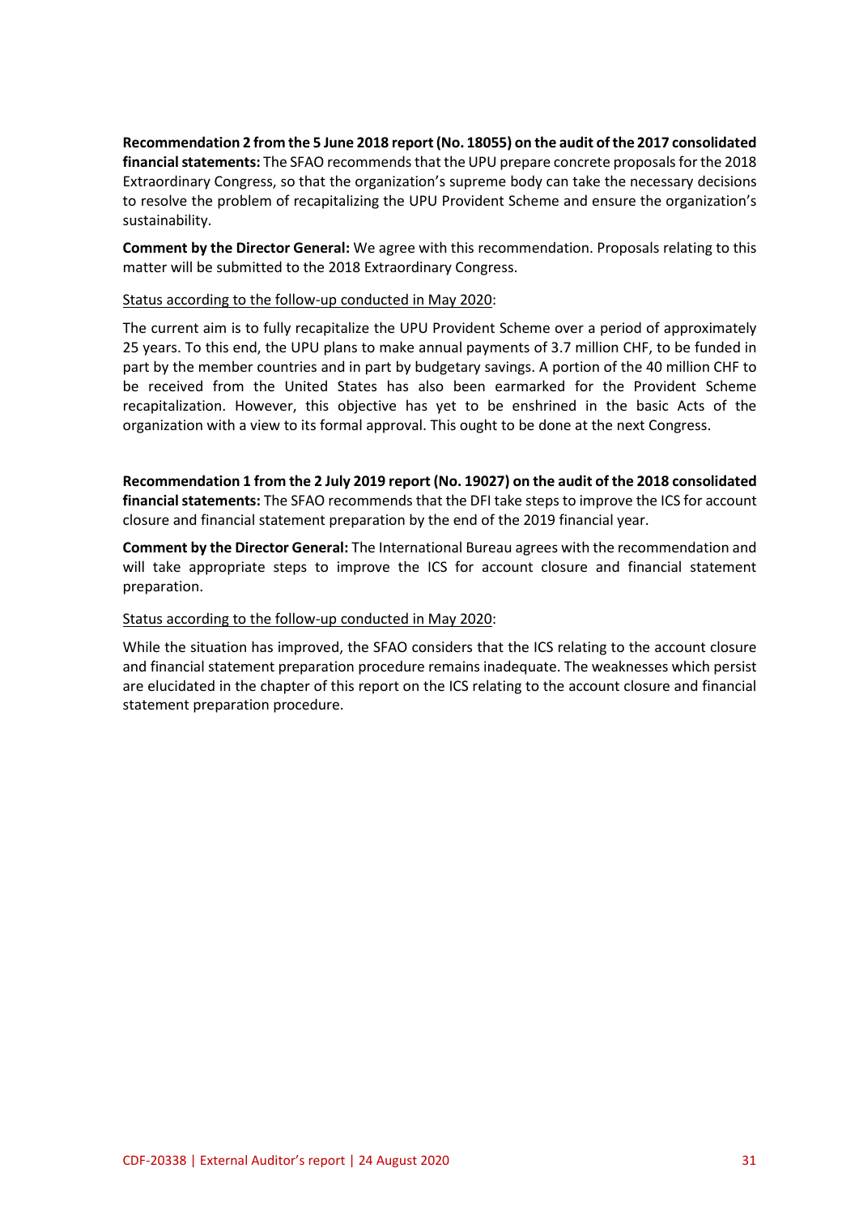**Recommendation 2 from the 5 June 2018 report (No. 18055) on the audit of the 2017 consolidated financial statements:** The SFAO recommends that the UPU prepare concrete proposals for the 2018 Extraordinary Congress, so that the organization's supreme body can take the necessary decisions to resolve the problem of recapitalizing the UPU Provident Scheme and ensure the organization's sustainability.

**Comment by the Director General:** We agree with this recommendation. Proposals relating to this matter will be submitted to the 2018 Extraordinary Congress.

Status according to the follow-up conducted in May 2020:

The current aim is to fully recapitalize the UPU Provident Scheme over a period of approximately 25 years. To this end, the UPU plans to make annual payments of 3.7 million CHF, to be funded in part by the member countries and in part by budgetary savings. A portion of the 40 million CHF to be received from the United States has also been earmarked for the Provident Scheme recapitalization. However, this objective has yet to be enshrined in the basic Acts of the organization with a view to its formal approval. This ought to be done at the next Congress.

**Recommendation 1 from the 2 July 2019 report (No. 19027) on the audit of the 2018 consolidated financial statements:** The SFAO recommends that the DFI take steps to improve the ICS for account closure and financial statement preparation by the end of the 2019 financial year.

**Comment by the Director General:** The International Bureau agrees with the recommendation and will take appropriate steps to improve the ICS for account closure and financial statement preparation.

Status according to the follow-up conducted in May 2020:

While the situation has improved, the SFAO considers that the ICS relating to the account closure and financial statement preparation procedure remains inadequate. The weaknesses which persist are elucidated in the chapter of this report on the ICS relating to the account closure and financial statement preparation procedure.